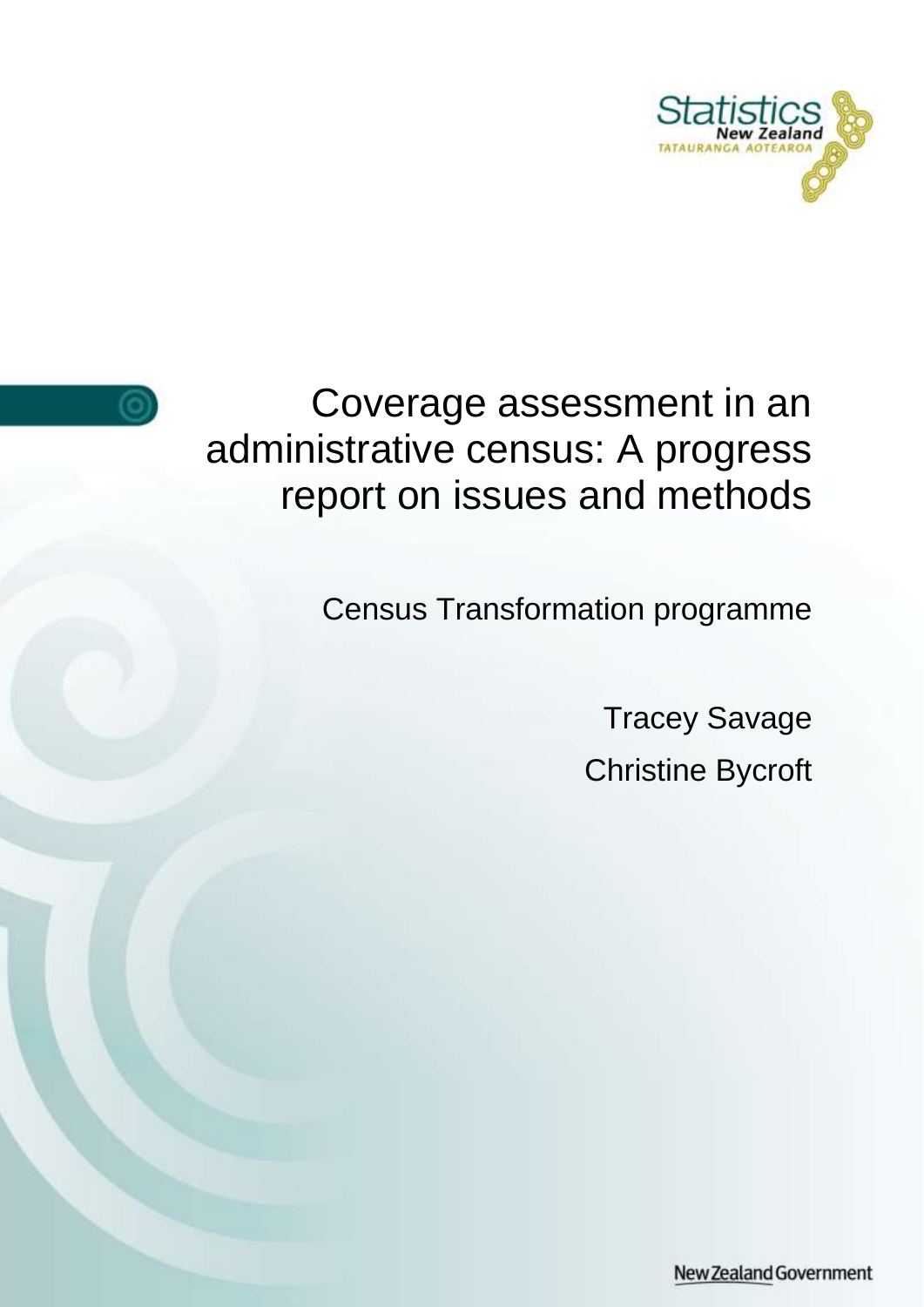# Coverage assessment in an administrative census: A progress report on issues and methods

Census Transformation programme

Tracey Savage

Christine Bycroft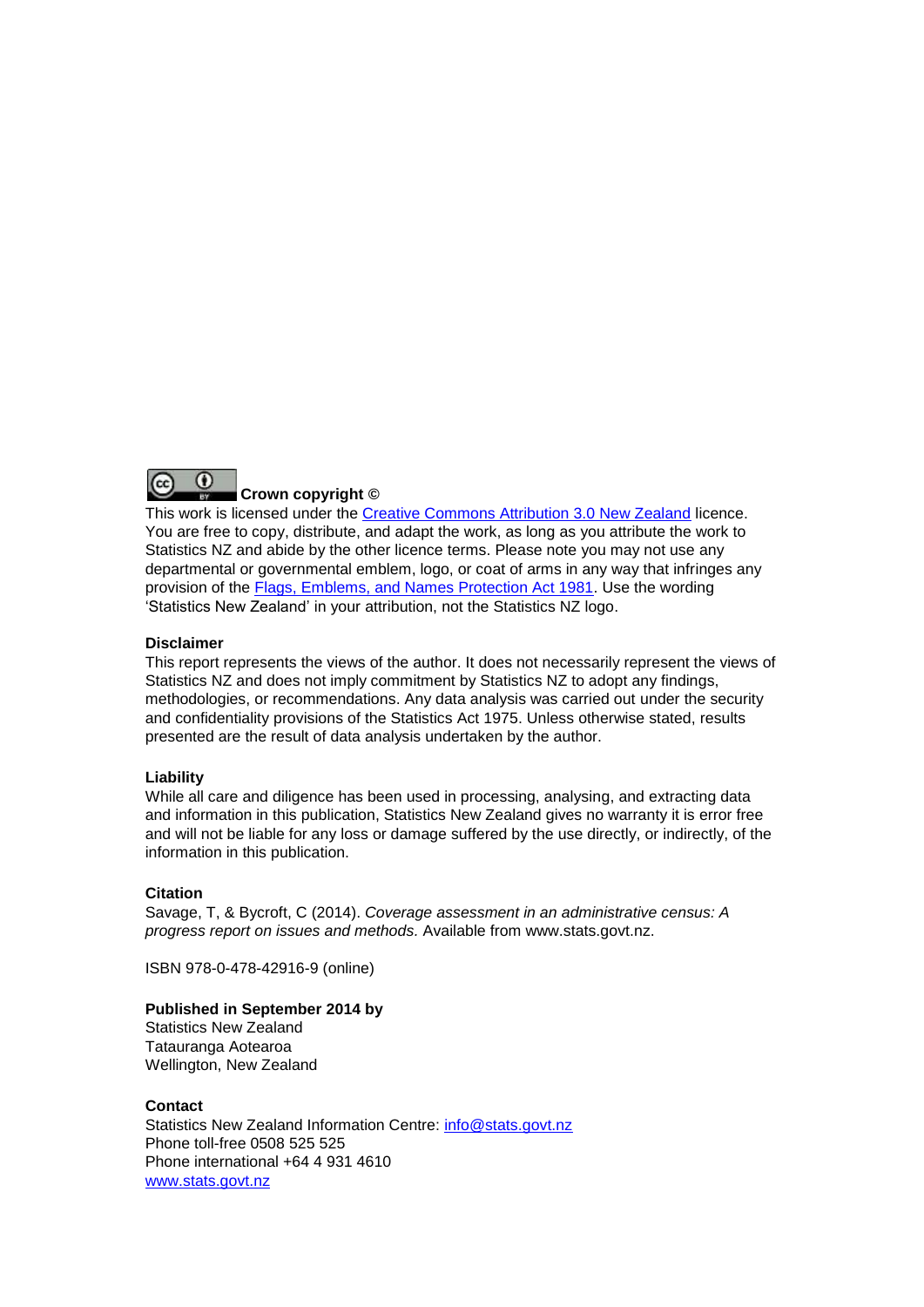**Crown copyright ©**

This work is licensed under the Creative Commons Attribution 3.0 New Zealand licence. You are free to copy, distribute, and adapt the work, as long as you attribute the work to Statistics NZ and abide by the other licence terms. Please note you may not use any departmental or governmental emblem, logo, or coat of arms in any way that infringes any provision of the Flags, Emblems, and Names Protection Act 1981. Use the wording 'Statistics New Zealand' in your attribution, not the Statistics NZ logo.

**Disclaimer**

This report represents the views of the author. It does not necessarily represent the views of Statistics NZ and does not imply commitment by Statistics NZ to adopt any findings, methodologies, or recommendations. Any data analysis was carried out under the security and confidentiality provisions of the Statistics Act 1975. Unless otherwise stated, results presented are the result of data analysis undertaken by the author.

**Liability**

While all care and diligence has been used in processing, analysing, and extracting data and information in this publication, Statistics New Zealand gives no warranty it is error free and will not be liable for any loss or damage suffered by the use directly, or indirectly, of the information in this publication.

**Citation**

Savage, T, & Bycroft, C (2014). *Coverage assessment in an administrative census: A progress report on issues and methods.* Available from www.stats.govt.nz.

ISBN 978-0-478-42916-9 (online)

**Published in September 2014 by**

Statistics New Zealand
Tatauranga Aotearoa
Wellington, New Zealand

**Contact**

Statistics New Zealand Information Centre: info@stats.govt.nz
Phone toll-free 0508 525 525
Phone international +64 4 931 4610
www.stats.govt.nz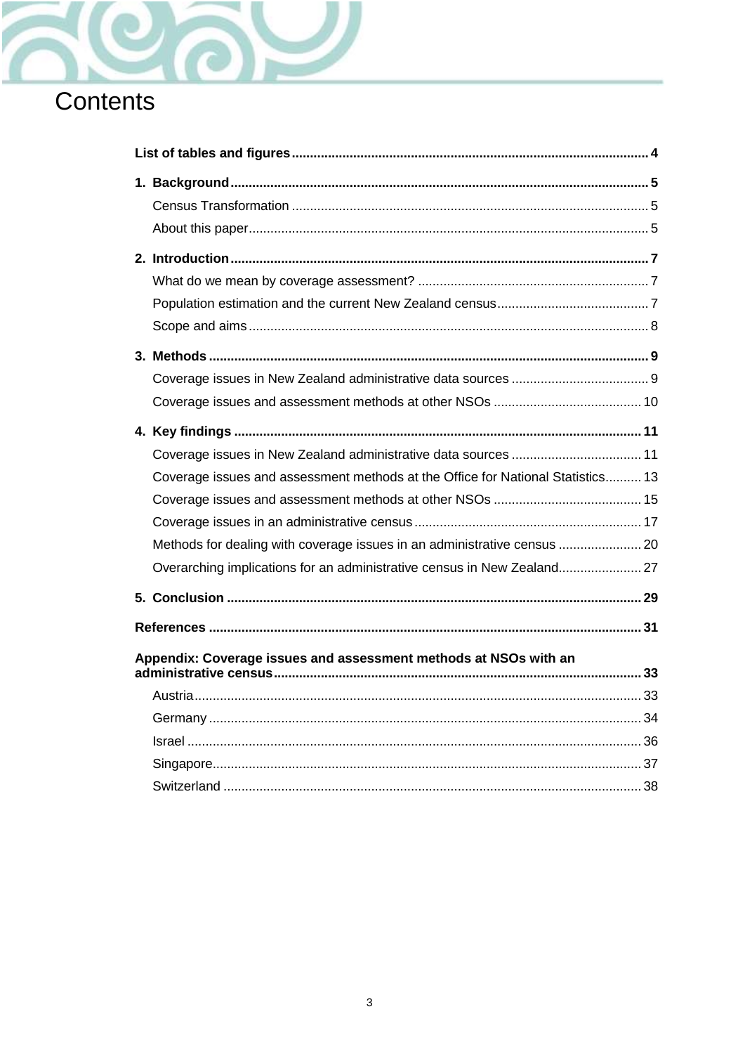# Contents

**List of tables and figures** ..... **4**

**1. Background** ..... **5**
- Census Transformation ..... 5
- About this paper ..... 5

**2. Introduction** ..... **7**
- What do we mean by coverage assessment? ..... 7
- Population estimation and the current New Zealand census ..... 7
- Scope and aims ..... 8

**3. Methods** ..... **9**
- Coverage issues in New Zealand administrative data sources ..... 9
- Coverage issues and assessment methods at other NSOs ..... 10

**4. Key findings** ..... **11**
- Coverage issues in New Zealand administrative data sources ..... 11
- Coverage issues and assessment methods at the Office for National Statistics ..... 13
- Coverage issues and assessment methods at other NSOs ..... 15
- Coverage issues in an administrative census ..... 17
- Methods for dealing with coverage issues in an administrative census ..... 20
- Overarching implications for an administrative census in New Zealand ..... 27

**5. Conclusion** ..... **29**

**References** ..... **31**

**Appendix: Coverage issues and assessment methods at NSOs with an administrative census** ..... **33**
- Austria ..... 33
- Germany ..... 34
- Israel ..... 36
- Singapore ..... 37
- Switzerland ..... 38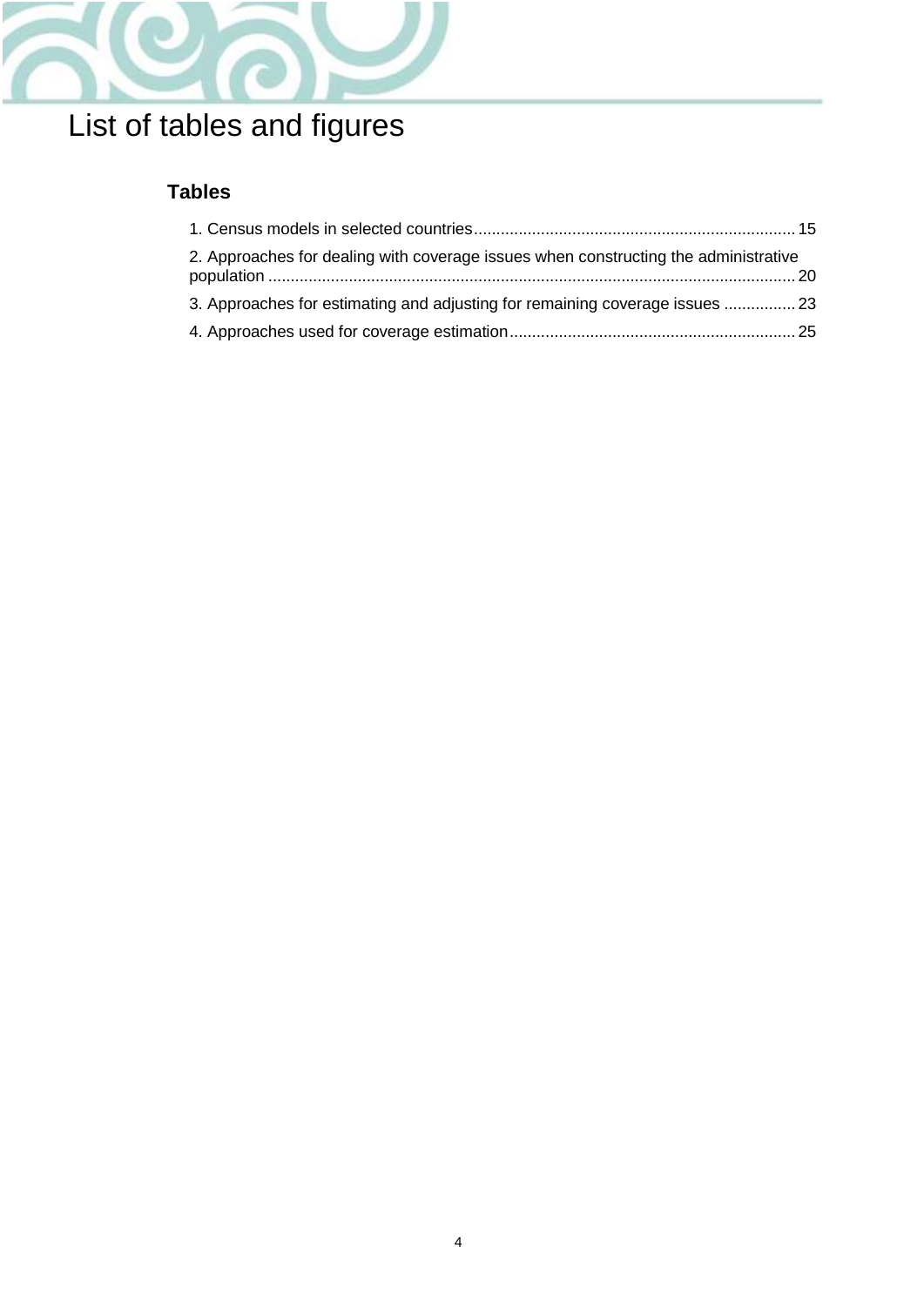# List of tables and figures

## Tables

1. Census models in selected countries........................................................................ 15
2. Approaches for dealing with coverage issues when constructing the administrative population ..................................................................................................................... 20
3. Approaches for estimating and adjusting for remaining coverage issues ................ 23
4. Approaches used for coverage estimation................................................................ 25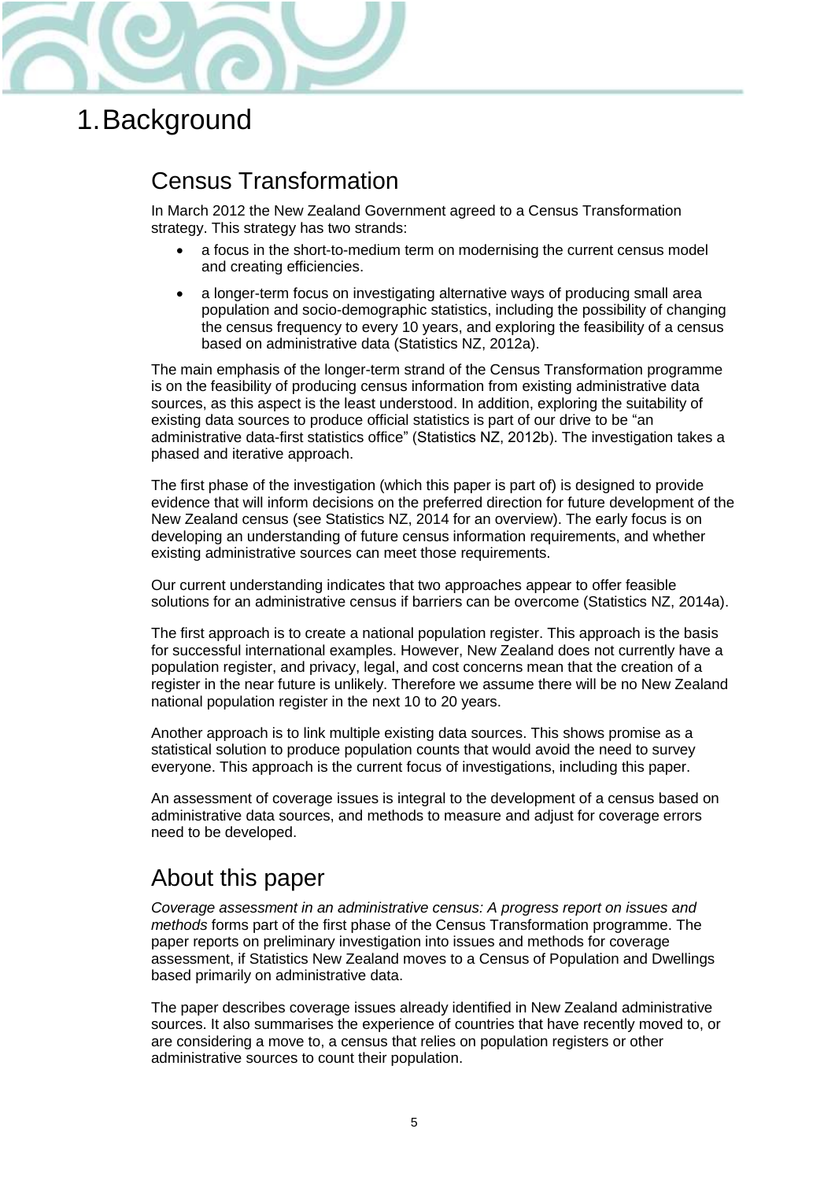# 1. Background

## Census Transformation

In March 2012 the New Zealand Government agreed to a Census Transformation strategy. This strategy has two strands:

- a focus in the short-to-medium term on modernising the current census model and creating efficiencies.
- a longer-term focus on investigating alternative ways of producing small area population and socio-demographic statistics, including the possibility of changing the census frequency to every 10 years, and exploring the feasibility of a census based on administrative data (Statistics NZ, 2012a).

The main emphasis of the longer-term strand of the Census Transformation programme is on the feasibility of producing census information from existing administrative data sources, as this aspect is the least understood. In addition, exploring the suitability of existing data sources to produce official statistics is part of our drive to be "an administrative data-first statistics office" (Statistics NZ, 2012b). The investigation takes a phased and iterative approach.

The first phase of the investigation (which this paper is part of) is designed to provide evidence that will inform decisions on the preferred direction for future development of the New Zealand census (see Statistics NZ, 2014 for an overview). The early focus is on developing an understanding of future census information requirements, and whether existing administrative sources can meet those requirements.

Our current understanding indicates that two approaches appear to offer feasible solutions for an administrative census if barriers can be overcome (Statistics NZ, 2014a).

The first approach is to create a national population register. This approach is the basis for successful international examples. However, New Zealand does not currently have a population register, and privacy, legal, and cost concerns mean that the creation of a register in the near future is unlikely. Therefore we assume there will be no New Zealand national population register in the next 10 to 20 years.

Another approach is to link multiple existing data sources. This shows promise as a statistical solution to produce population counts that would avoid the need to survey everyone. This approach is the current focus of investigations, including this paper.

An assessment of coverage issues is integral to the development of a census based on administrative data sources, and methods to measure and adjust for coverage errors need to be developed.

## About this paper

*Coverage assessment in an administrative census: A progress report on issues and methods* forms part of the first phase of the Census Transformation programme. The paper reports on preliminary investigation into issues and methods for coverage assessment, if Statistics New Zealand moves to a Census of Population and Dwellings based primarily on administrative data.

The paper describes coverage issues already identified in New Zealand administrative sources. It also summarises the experience of countries that have recently moved to, or are considering a move to, a census that relies on population registers or other administrative sources to count their population.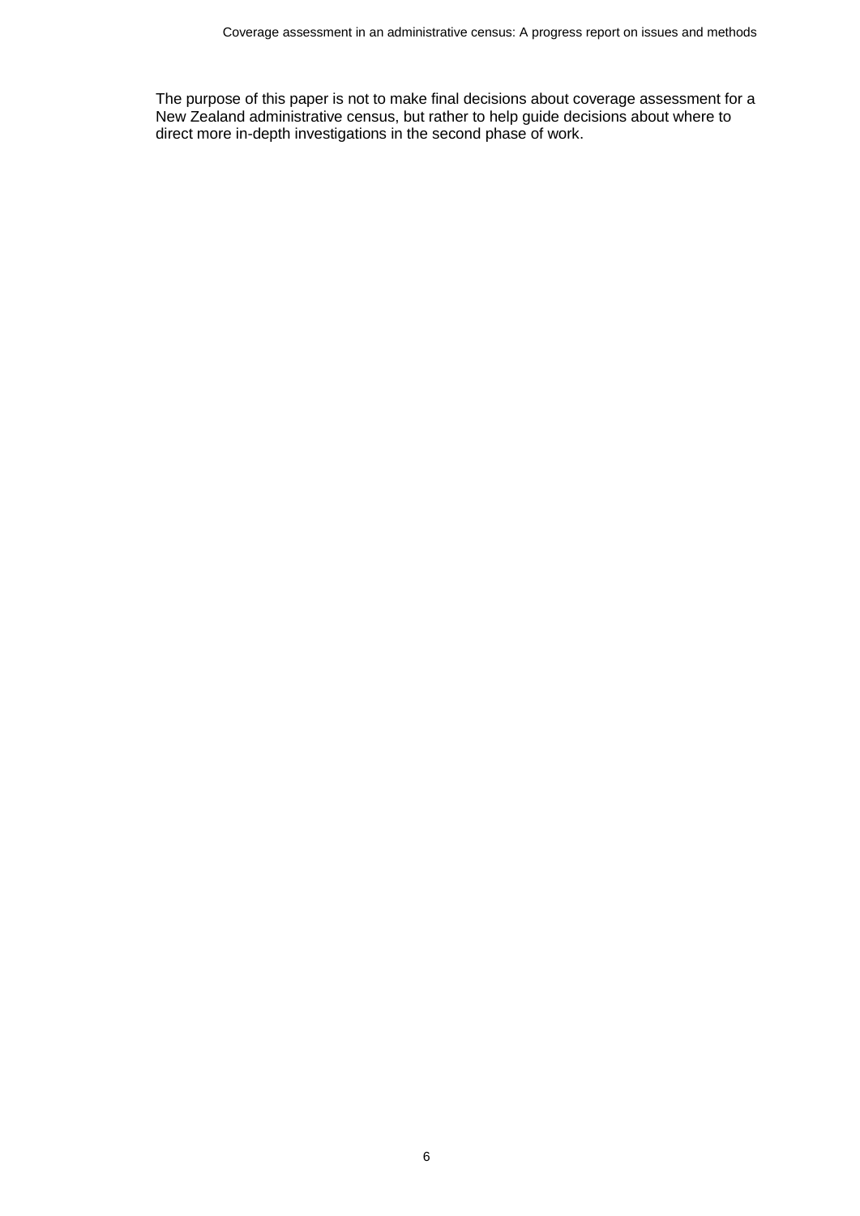The purpose of this paper is not to make final decisions about coverage assessment for a New Zealand administrative census, but rather to help guide decisions about where to direct more in-depth investigations in the second phase of work.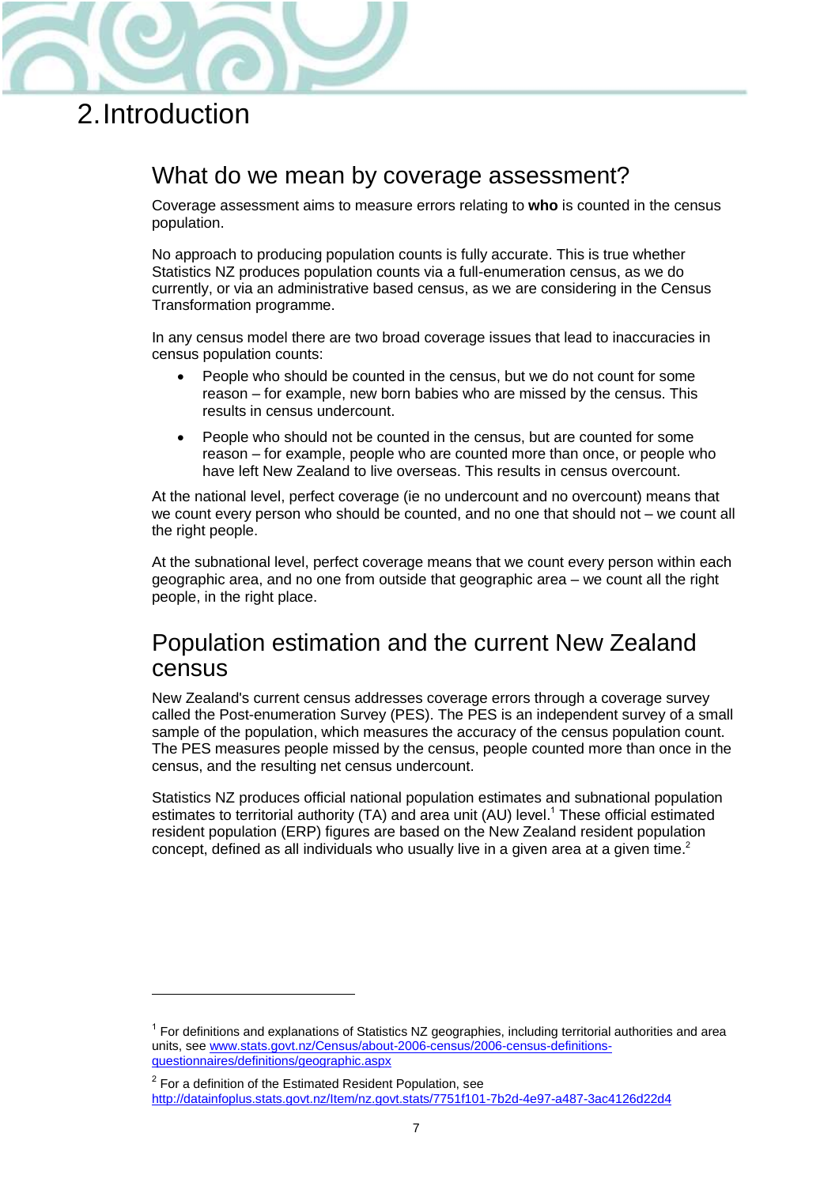# 2. Introduction

## What do we mean by coverage assessment?

Coverage assessment aims to measure errors relating to **who** is counted in the census population.

No approach to producing population counts is fully accurate. This is true whether Statistics NZ produces population counts via a full-enumeration census, as we do currently, or via an administrative based census, as we are considering in the Census Transformation programme.

In any census model there are two broad coverage issues that lead to inaccuracies in census population counts:

- People who should be counted in the census, but we do not count for some reason – for example, new born babies who are missed by the census. This results in census undercount.
- People who should not be counted in the census, but are counted for some reason – for example, people who are counted more than once, or people who have left New Zealand to live overseas. This results in census overcount.

At the national level, perfect coverage (ie no undercount and no overcount) means that we count every person who should be counted, and no one that should not – we count all the right people.

At the subnational level, perfect coverage means that we count every person within each geographic area, and no one from outside that geographic area – we count all the right people, in the right place.

## Population estimation and the current New Zealand census

New Zealand's current census addresses coverage errors through a coverage survey called the Post-enumeration Survey (PES). The PES is an independent survey of a small sample of the population, which measures the accuracy of the census population count. The PES measures people missed by the census, people counted more than once in the census, and the resulting net census undercount.

Statistics NZ produces official national population estimates and subnational population estimates to territorial authority (TA) and area unit (AU) level.[1] These official estimated resident population (ERP) figures are based on the New Zealand resident population concept, defined as all individuals who usually live in a given area at a given time.[2]

[1] For definitions and explanations of Statistics NZ geographies, including territorial authorities and area units, see www.stats.govt.nz/Census/about-2006-census/2006-census-definitions-questionnaires/definitions/geographic.aspx

[2] For a definition of the Estimated Resident Population, see http://datainfoplus.stats.govt.nz/Item/nz.govt.stats/7751f101-7b2d-4e97-a487-3ac4126d22d4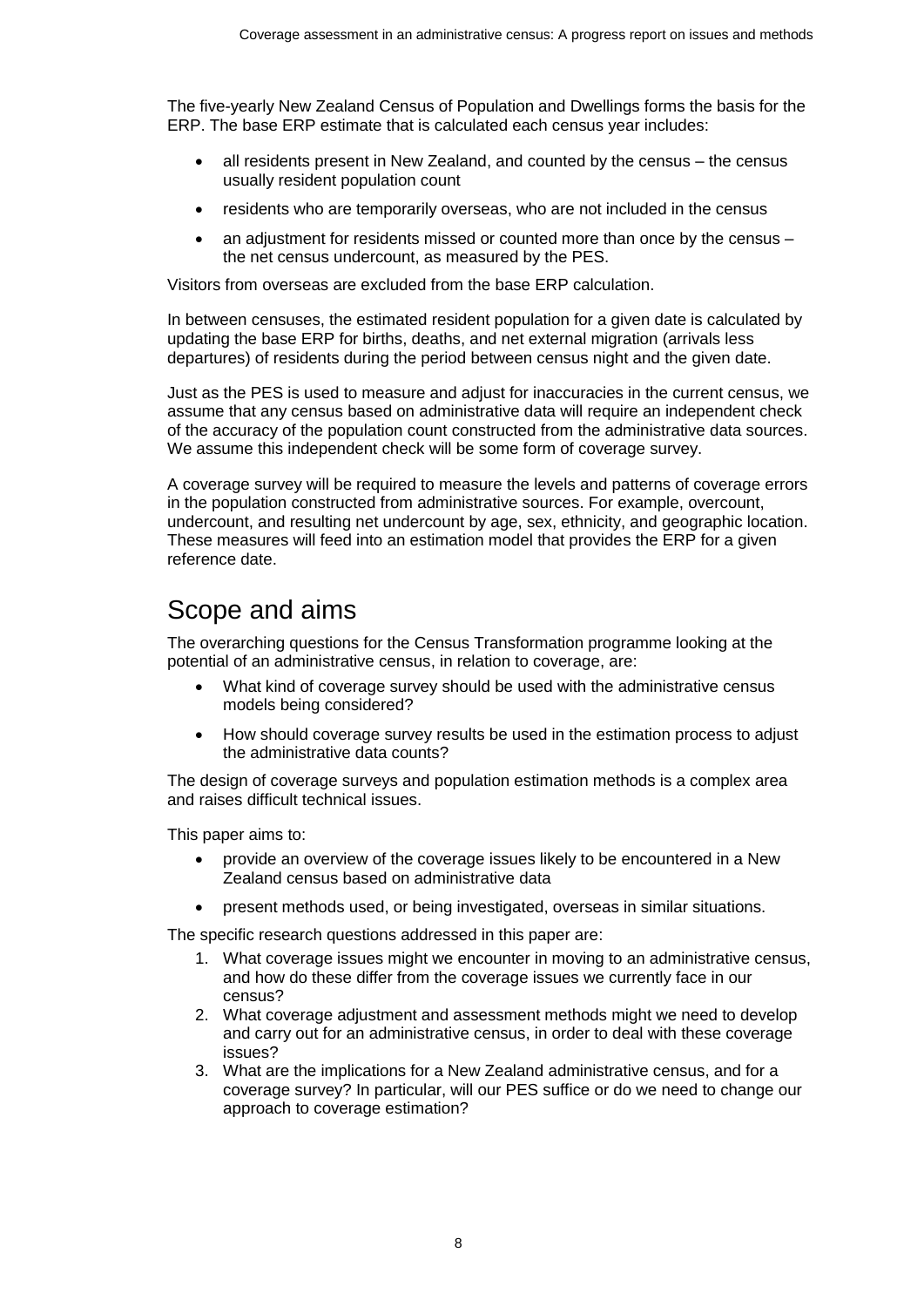The five-yearly New Zealand Census of Population and Dwellings forms the basis for the ERP. The base ERP estimate that is calculated each census year includes:

- all residents present in New Zealand, and counted by the census – the census usually resident population count
- residents who are temporarily overseas, who are not included in the census
- an adjustment for residents missed or counted more than once by the census – the net census undercount, as measured by the PES.

Visitors from overseas are excluded from the base ERP calculation.

In between censuses, the estimated resident population for a given date is calculated by updating the base ERP for births, deaths, and net external migration (arrivals less departures) of residents during the period between census night and the given date.

Just as the PES is used to measure and adjust for inaccuracies in the current census, we assume that any census based on administrative data will require an independent check of the accuracy of the population count constructed from the administrative data sources. We assume this independent check will be some form of coverage survey.

A coverage survey will be required to measure the levels and patterns of coverage errors in the population constructed from administrative sources. For example, overcount, undercount, and resulting net undercount by age, sex, ethnicity, and geographic location. These measures will feed into an estimation model that provides the ERP for a given reference date.

## Scope and aims

The overarching questions for the Census Transformation programme looking at the potential of an administrative census, in relation to coverage, are:

- What kind of coverage survey should be used with the administrative census models being considered?
- How should coverage survey results be used in the estimation process to adjust the administrative data counts?

The design of coverage surveys and population estimation methods is a complex area and raises difficult technical issues.

This paper aims to:

- provide an overview of the coverage issues likely to be encountered in a New Zealand census based on administrative data
- present methods used, or being investigated, overseas in similar situations.

The specific research questions addressed in this paper are:

1. What coverage issues might we encounter in moving to an administrative census, and how do these differ from the coverage issues we currently face in our census?
2. What coverage adjustment and assessment methods might we need to develop and carry out for an administrative census, in order to deal with these coverage issues?
3. What are the implications for a New Zealand administrative census, and for a coverage survey? In particular, will our PES suffice or do we need to change our approach to coverage estimation?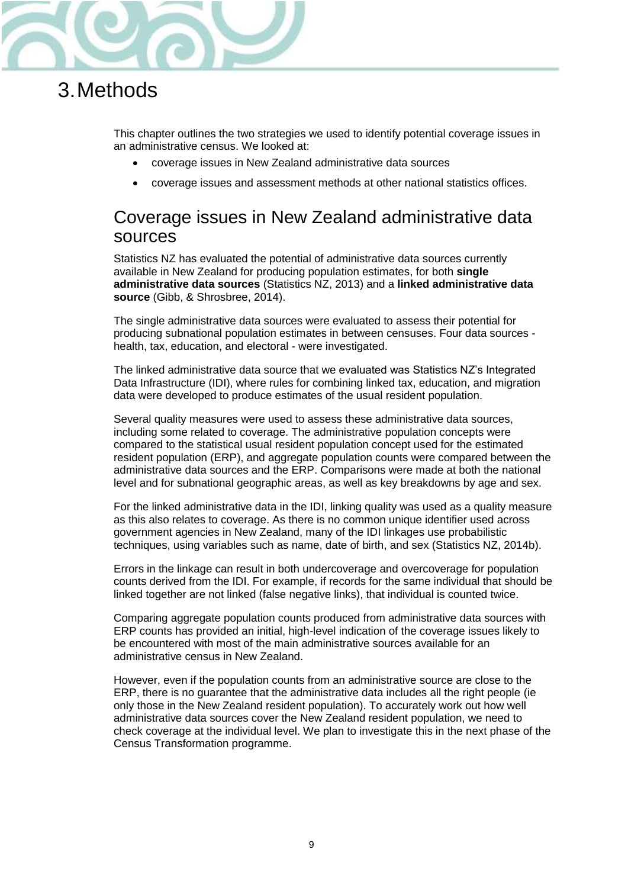# 3. Methods

This chapter outlines the two strategies we used to identify potential coverage issues in an administrative census. We looked at:

- coverage issues in New Zealand administrative data sources
- coverage issues and assessment methods at other national statistics offices.

## Coverage issues in New Zealand administrative data sources

Statistics NZ has evaluated the potential of administrative data sources currently available in New Zealand for producing population estimates, for both **single administrative data sources** (Statistics NZ, 2013) and a **linked administrative data source** (Gibb, & Shrosbree, 2014).

The single administrative data sources were evaluated to assess their potential for producing subnational population estimates in between censuses. Four data sources - health, tax, education, and electoral - were investigated.

The linked administrative data source that we evaluated was Statistics NZ's Integrated Data Infrastructure (IDI), where rules for combining linked tax, education, and migration data were developed to produce estimates of the usual resident population.

Several quality measures were used to assess these administrative data sources, including some related to coverage. The administrative population concepts were compared to the statistical usual resident population concept used for the estimated resident population (ERP), and aggregate population counts were compared between the administrative data sources and the ERP. Comparisons were made at both the national level and for subnational geographic areas, as well as key breakdowns by age and sex.

For the linked administrative data in the IDI, linking quality was used as a quality measure as this also relates to coverage. As there is no common unique identifier used across government agencies in New Zealand, many of the IDI linkages use probabilistic techniques, using variables such as name, date of birth, and sex (Statistics NZ, 2014b).

Errors in the linkage can result in both undercoverage and overcoverage for population counts derived from the IDI. For example, if records for the same individual that should be linked together are not linked (false negative links), that individual is counted twice.

Comparing aggregate population counts produced from administrative data sources with ERP counts has provided an initial, high-level indication of the coverage issues likely to be encountered with most of the main administrative sources available for an administrative census in New Zealand.

However, even if the population counts from an administrative source are close to the ERP, there is no guarantee that the administrative data includes all the right people (ie only those in the New Zealand resident population). To accurately work out how well administrative data sources cover the New Zealand resident population, we need to check coverage at the individual level. We plan to investigate this in the next phase of the Census Transformation programme.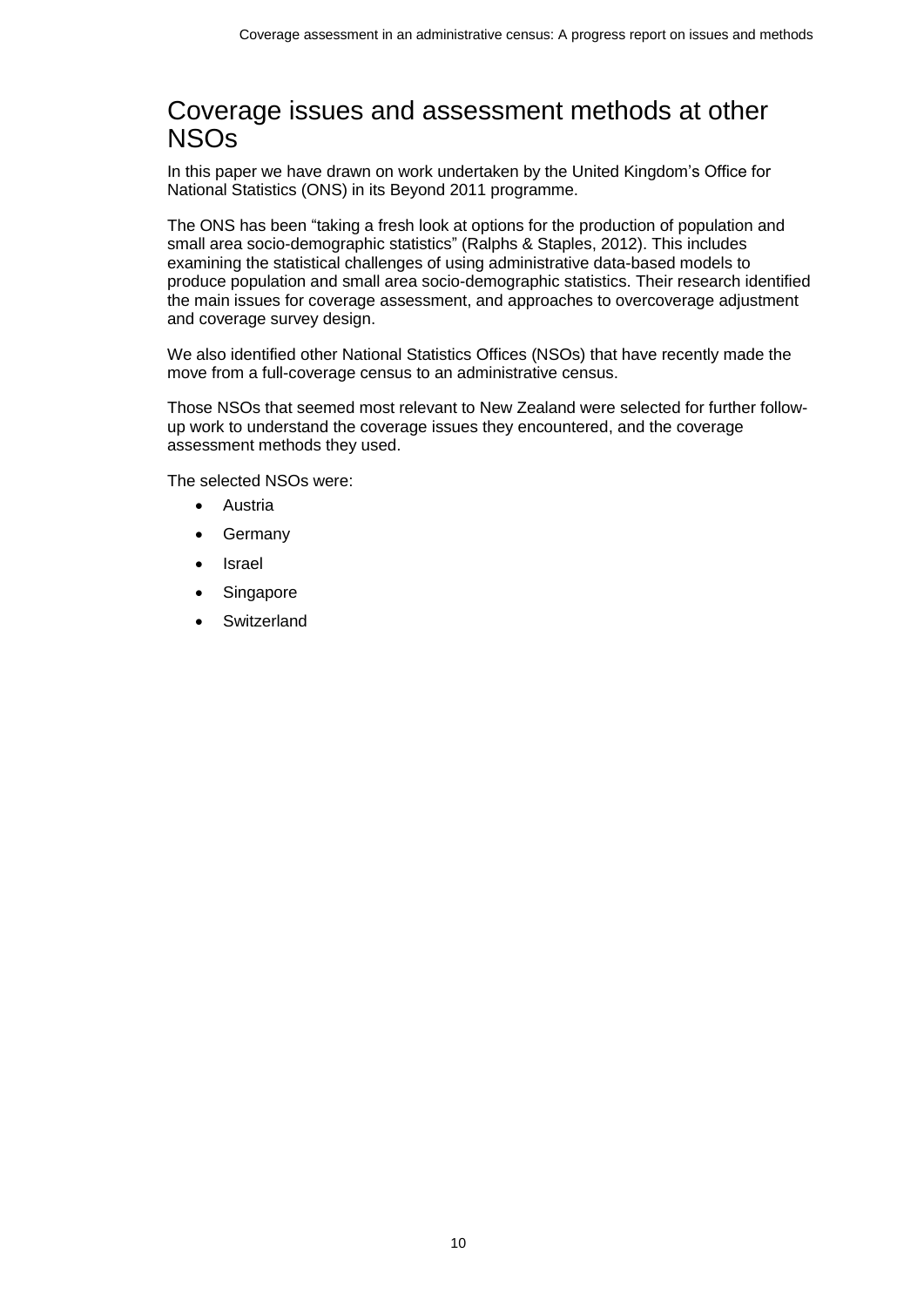# Coverage issues and assessment methods at other NSOs

In this paper we have drawn on work undertaken by the United Kingdom's Office for National Statistics (ONS) in its Beyond 2011 programme.

The ONS has been "taking a fresh look at options for the production of population and small area socio-demographic statistics" (Ralphs & Staples, 2012). This includes examining the statistical challenges of using administrative data-based models to produce population and small area socio-demographic statistics. Their research identified the main issues for coverage assessment, and approaches to overcoverage adjustment and coverage survey design.

We also identified other National Statistics Offices (NSOs) that have recently made the move from a full-coverage census to an administrative census.

Those NSOs that seemed most relevant to New Zealand were selected for further follow-up work to understand the coverage issues they encountered, and the coverage assessment methods they used.

The selected NSOs were:

- Austria
- Germany
- Israel
- Singapore
- Switzerland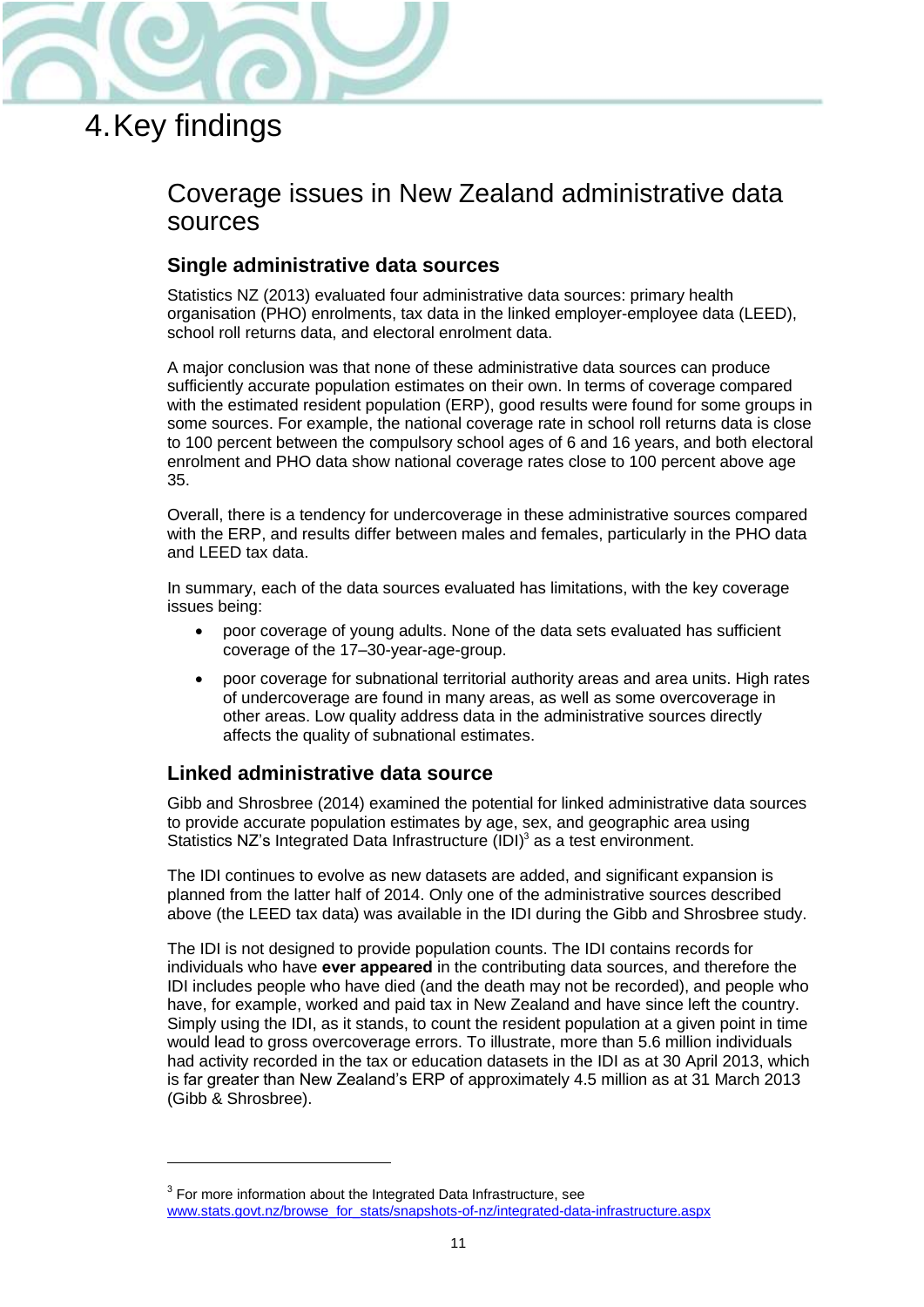# 4. Key findings

## Coverage issues in New Zealand administrative data sources

### Single administrative data sources

Statistics NZ (2013) evaluated four administrative data sources: primary health organisation (PHO) enrolments, tax data in the linked employer-employee data (LEED), school roll returns data, and electoral enrolment data.

A major conclusion was that none of these administrative data sources can produce sufficiently accurate population estimates on their own. In terms of coverage compared with the estimated resident population (ERP), good results were found for some groups in some sources. For example, the national coverage rate in school roll returns data is close to 100 percent between the compulsory school ages of 6 and 16 years, and both electoral enrolment and PHO data show national coverage rates close to 100 percent above age 35.

Overall, there is a tendency for undercoverage in these administrative sources compared with the ERP, and results differ between males and females, particularly in the PHO data and LEED tax data.

In summary, each of the data sources evaluated has limitations, with the key coverage issues being:

- poor coverage of young adults. None of the data sets evaluated has sufficient coverage of the 17–30-year-age-group.
- poor coverage for subnational territorial authority areas and area units. High rates of undercoverage are found in many areas, as well as some overcoverage in other areas. Low quality address data in the administrative sources directly affects the quality of subnational estimates.

### Linked administrative data source

Gibb and Shrosbree (2014) examined the potential for linked administrative data sources to provide accurate population estimates by age, sex, and geographic area using Statistics NZ's Integrated Data Infrastructure (IDI)[3] as a test environment.

The IDI continues to evolve as new datasets are added, and significant expansion is planned from the latter half of 2014. Only one of the administrative sources described above (the LEED tax data) was available in the IDI during the Gibb and Shrosbree study.

The IDI is not designed to provide population counts. The IDI contains records for individuals who have **ever appeared** in the contributing data sources, and therefore the IDI includes people who have died (and the death may not be recorded), and people who have, for example, worked and paid tax in New Zealand and have since left the country. Simply using the IDI, as it stands, to count the resident population at a given point in time would lead to gross overcoverage errors. To illustrate, more than 5.6 million individuals had activity recorded in the tax or education datasets in the IDI as at 30 April 2013, which is far greater than New Zealand's ERP of approximately 4.5 million as at 31 March 2013 (Gibb & Shrosbree).

---

[3] For more information about the Integrated Data Infrastructure, see www.stats.govt.nz/browse_for_stats/snapshots-of-nz/integrated-data-infrastructure.aspx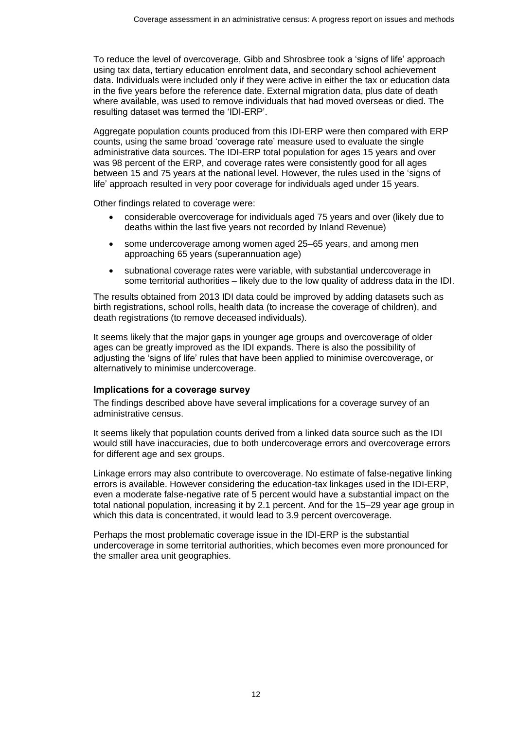To reduce the level of overcoverage, Gibb and Shrosbree took a 'signs of life' approach using tax data, tertiary education enrolment data, and secondary school achievement data. Individuals were included only if they were active in either the tax or education data in the five years before the reference date. External migration data, plus date of death where available, was used to remove individuals that had moved overseas or died. The resulting dataset was termed the 'IDI-ERP'.

Aggregate population counts produced from this IDI-ERP were then compared with ERP counts, using the same broad 'coverage rate' measure used to evaluate the single administrative data sources. The IDI-ERP total population for ages 15 years and over was 98 percent of the ERP, and coverage rates were consistently good for all ages between 15 and 75 years at the national level. However, the rules used in the 'signs of life' approach resulted in very poor coverage for individuals aged under 15 years.

Other findings related to coverage were:

- considerable overcoverage for individuals aged 75 years and over (likely due to deaths within the last five years not recorded by Inland Revenue)
- some undercoverage among women aged 25–65 years, and among men approaching 65 years (superannuation age)
- subnational coverage rates were variable, with substantial undercoverage in some territorial authorities – likely due to the low quality of address data in the IDI.

The results obtained from 2013 IDI data could be improved by adding datasets such as birth registrations, school rolls, health data (to increase the coverage of children), and death registrations (to remove deceased individuals).

It seems likely that the major gaps in younger age groups and overcoverage of older ages can be greatly improved as the IDI expands. There is also the possibility of adjusting the 'signs of life' rules that have been applied to minimise overcoverage, or alternatively to minimise undercoverage.

### Implications for a coverage survey

The findings described above have several implications for a coverage survey of an administrative census.

It seems likely that population counts derived from a linked data source such as the IDI would still have inaccuracies, due to both undercoverage errors and overcoverage errors for different age and sex groups.

Linkage errors may also contribute to overcoverage. No estimate of false-negative linking errors is available. However considering the education-tax linkages used in the IDI-ERP, even a moderate false-negative rate of 5 percent would have a substantial impact on the total national population, increasing it by 2.1 percent. And for the 15–29 year age group in which this data is concentrated, it would lead to 3.9 percent overcoverage.

Perhaps the most problematic coverage issue in the IDI-ERP is the substantial undercoverage in some territorial authorities, which becomes even more pronounced for the smaller area unit geographies.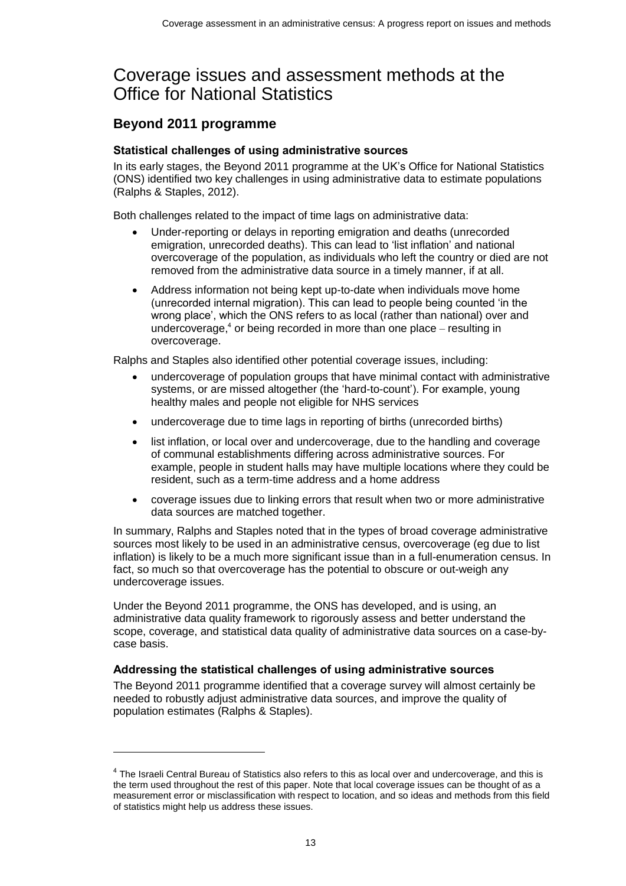# Coverage issues and assessment methods at the Office for National Statistics

## Beyond 2011 programme

### Statistical challenges of using administrative sources

In its early stages, the Beyond 2011 programme at the UK's Office for National Statistics (ONS) identified two key challenges in using administrative data to estimate populations (Ralphs & Staples, 2012).

Both challenges related to the impact of time lags on administrative data:

- Under-reporting or delays in reporting emigration and deaths (unrecorded emigration, unrecorded deaths). This can lead to 'list inflation' and national overcoverage of the population, as individuals who left the country or died are not removed from the administrative data source in a timely manner, if at all.
- Address information not being kept up-to-date when individuals move home (unrecorded internal migration). This can lead to people being counted 'in the wrong place', which the ONS refers to as local (rather than national) over and undercoverage,[4] or being recorded in more than one place – resulting in overcoverage.

Ralphs and Staples also identified other potential coverage issues, including:

- undercoverage of population groups that have minimal contact with administrative systems, or are missed altogether (the 'hard-to-count'). For example, young healthy males and people not eligible for NHS services
- undercoverage due to time lags in reporting of births (unrecorded births)
- list inflation, or local over and undercoverage, due to the handling and coverage of communal establishments differing across administrative sources. For example, people in student halls may have multiple locations where they could be resident, such as a term-time address and a home address
- coverage issues due to linking errors that result when two or more administrative data sources are matched together.

In summary, Ralphs and Staples noted that in the types of broad coverage administrative sources most likely to be used in an administrative census, overcoverage (eg due to list inflation) is likely to be a much more significant issue than in a full-enumeration census. In fact, so much so that overcoverage has the potential to obscure or out-weigh any undercoverage issues.

Under the Beyond 2011 programme, the ONS has developed, and is using, an administrative data quality framework to rigorously assess and better understand the scope, coverage, and statistical data quality of administrative data sources on a case-by-case basis.

### Addressing the statistical challenges of using administrative sources

The Beyond 2011 programme identified that a coverage survey will almost certainly be needed to robustly adjust administrative data sources, and improve the quality of population estimates (Ralphs & Staples).

[4] The Israeli Central Bureau of Statistics also refers to this as local over and undercoverage, and this is the term used throughout the rest of this paper. Note that local coverage issues can be thought of as a measurement error or misclassification with respect to location, and so ideas and methods from this field of statistics might help us address these issues.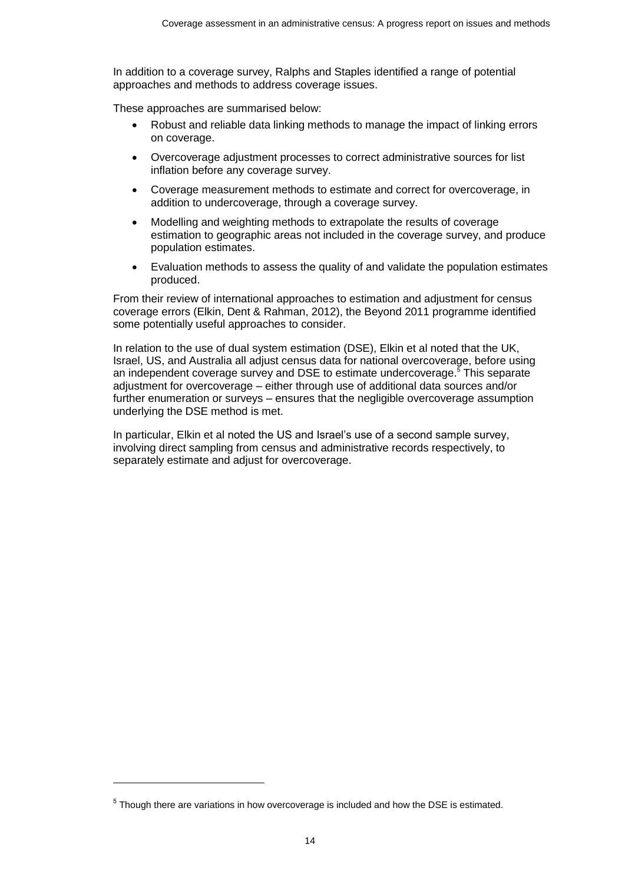In addition to a coverage survey, Ralphs and Staples identified a range of potential approaches and methods to address coverage issues.

These approaches are summarised below:

- Robust and reliable data linking methods to manage the impact of linking errors on coverage.
- Overcoverage adjustment processes to correct administrative sources for list inflation before any coverage survey.
- Coverage measurement methods to estimate and correct for overcoverage, in addition to undercoverage, through a coverage survey.
- Modelling and weighting methods to extrapolate the results of coverage estimation to geographic areas not included in the coverage survey, and produce population estimates.
- Evaluation methods to assess the quality of and validate the population estimates produced.

From their review of international approaches to estimation and adjustment for census coverage errors (Elkin, Dent & Rahman, 2012), the Beyond 2011 programme identified some potentially useful approaches to consider.

In relation to the use of dual system estimation (DSE), Elkin et al noted that the UK, Israel, US, and Australia all adjust census data for national overcoverage, before using an independent coverage survey and DSE to estimate undercoverage.[5] This separate adjustment for overcoverage – either through use of additional data sources and/or further enumeration or surveys – ensures that the negligible overcoverage assumption underlying the DSE method is met.

In particular, Elkin et al noted the US and Israel's use of a second sample survey, involving direct sampling from census and administrative records respectively, to separately estimate and adjust for overcoverage.

[5] Though there are variations in how overcoverage is included and how the DSE is estimated.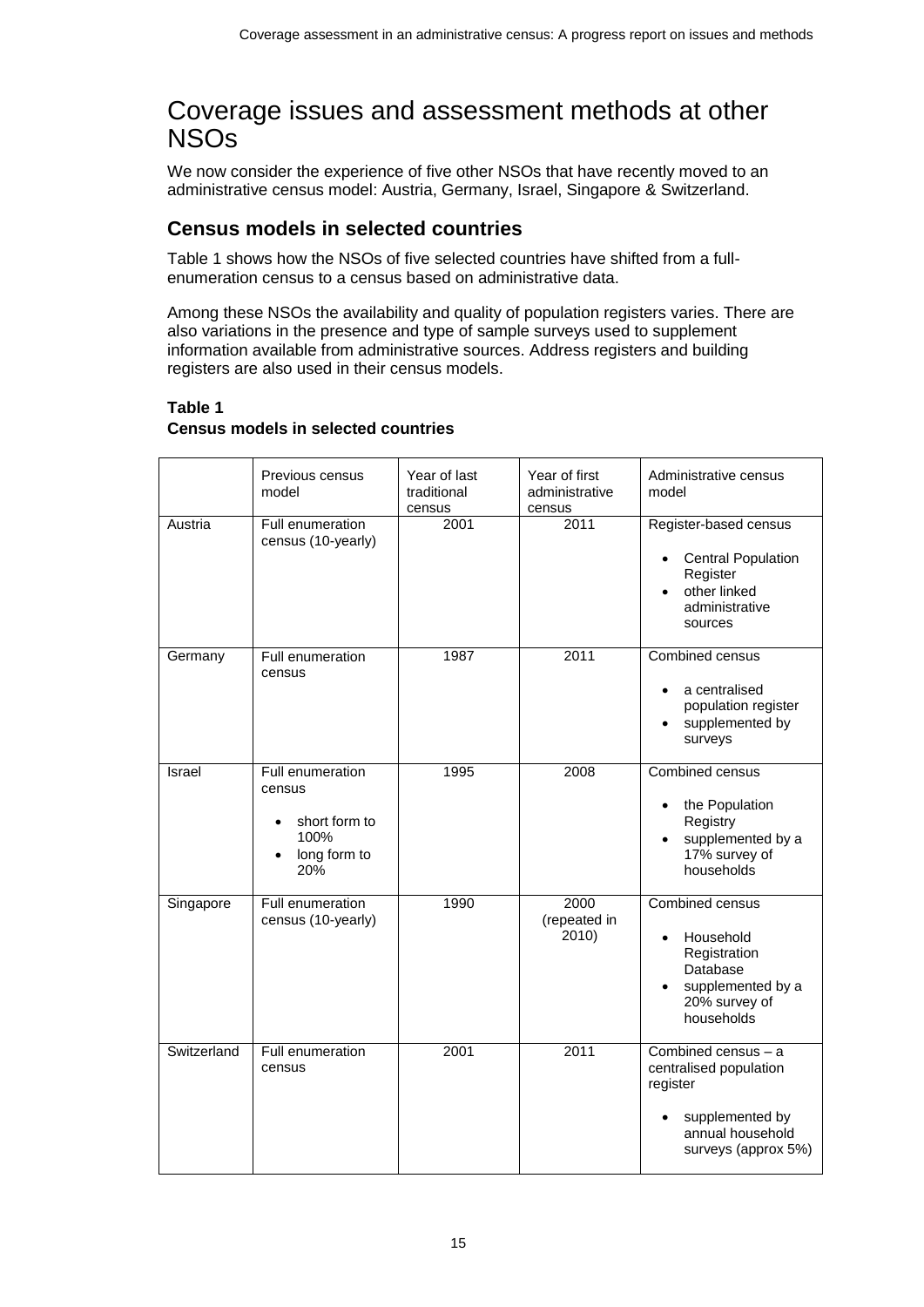# Coverage issues and assessment methods at other NSOs

We now consider the experience of five other NSOs that have recently moved to an administrative census model: Austria, Germany, Israel, Singapore & Switzerland.

## Census models in selected countries

Table 1 shows how the NSOs of five selected countries have shifted from a full-enumeration census to a census based on administrative data.

Among these NSOs the availability and quality of population registers varies. There are also variations in the presence and type of sample surveys used to supplement information available from administrative sources. Address registers and building registers are also used in their census models.

**Table 1**
**Census models in selected countries**

| | Previous census model | Year of last traditional census | Year of first administrative census | Administrative census model |
|---|---|---|---|---|
| Austria | Full enumeration census (10-yearly) | 2001 | 2011 | Register-based census<br>• Central Population Register<br>• other linked administrative sources |
| Germany | Full enumeration census | 1987 | 2011 | Combined census<br>• a centralised population register<br>• supplemented by surveys |
| Israel | Full enumeration census<br>• short form to 100%<br>• long form to 20% | 1995 | 2008 | Combined census<br>• the Population Registry<br>• supplemented by a 17% survey of households |
| Singapore | Full enumeration census (10-yearly) | 1990 | 2000 (repeated in 2010) | Combined census<br>• Household Registration Database<br>• supplemented by a 20% survey of households |
| Switzerland | Full enumeration census | 2001 | 2011 | Combined census – a centralised population register<br>• supplemented by annual household surveys (approx 5%) |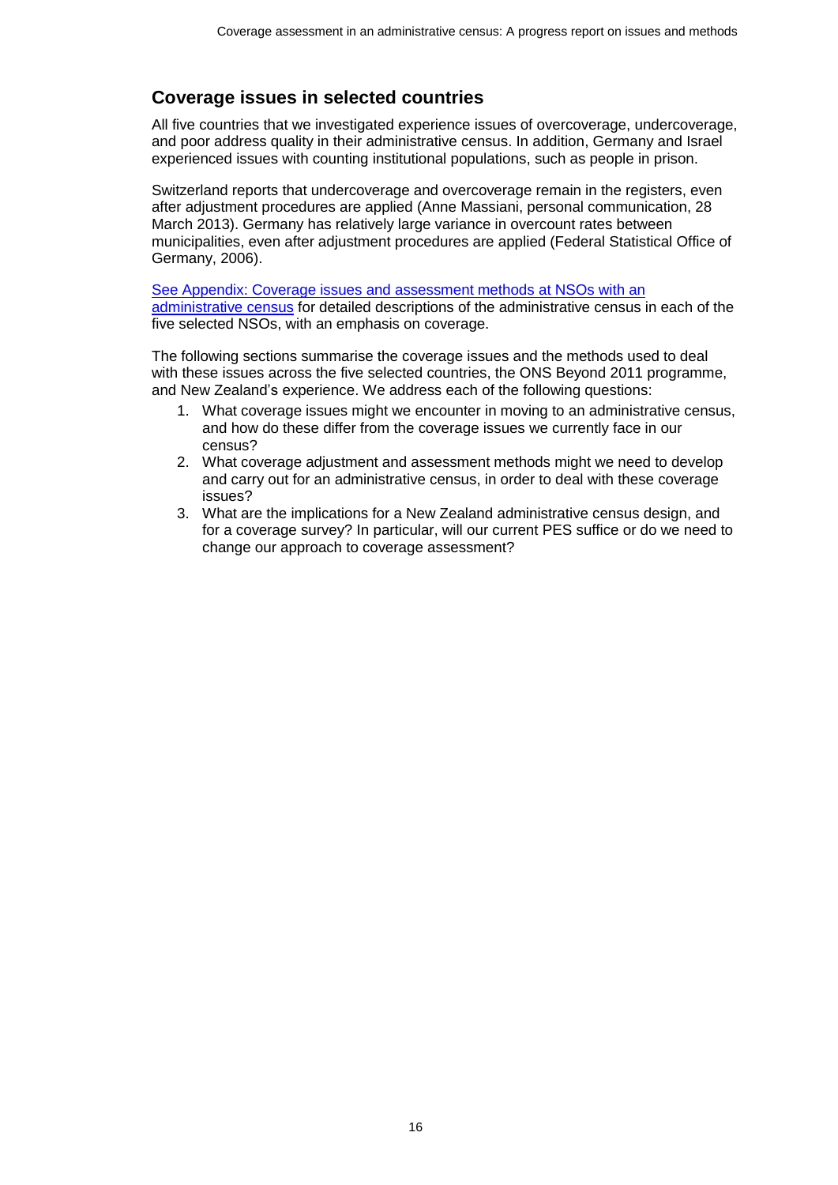## Coverage issues in selected countries

All five countries that we investigated experience issues of overcoverage, undercoverage, and poor address quality in their administrative census. In addition, Germany and Israel experienced issues with counting institutional populations, such as people in prison.

Switzerland reports that undercoverage and overcoverage remain in the registers, even after adjustment procedures are applied (Anne Massiani, personal communication, 28 March 2013). Germany has relatively large variance in overcount rates between municipalities, even after adjustment procedures are applied (Federal Statistical Office of Germany, 2006).

See Appendix: Coverage issues and assessment methods at NSOs with an administrative census for detailed descriptions of the administrative census in each of the five selected NSOs, with an emphasis on coverage.

The following sections summarise the coverage issues and the methods used to deal with these issues across the five selected countries, the ONS Beyond 2011 programme, and New Zealand's experience. We address each of the following questions:

1. What coverage issues might we encounter in moving to an administrative census, and how do these differ from the coverage issues we currently face in our census?
2. What coverage adjustment and assessment methods might we need to develop and carry out for an administrative census, in order to deal with these coverage issues?
3. What are the implications for a New Zealand administrative census design, and for a coverage survey? In particular, will our current PES suffice or do we need to change our approach to coverage assessment?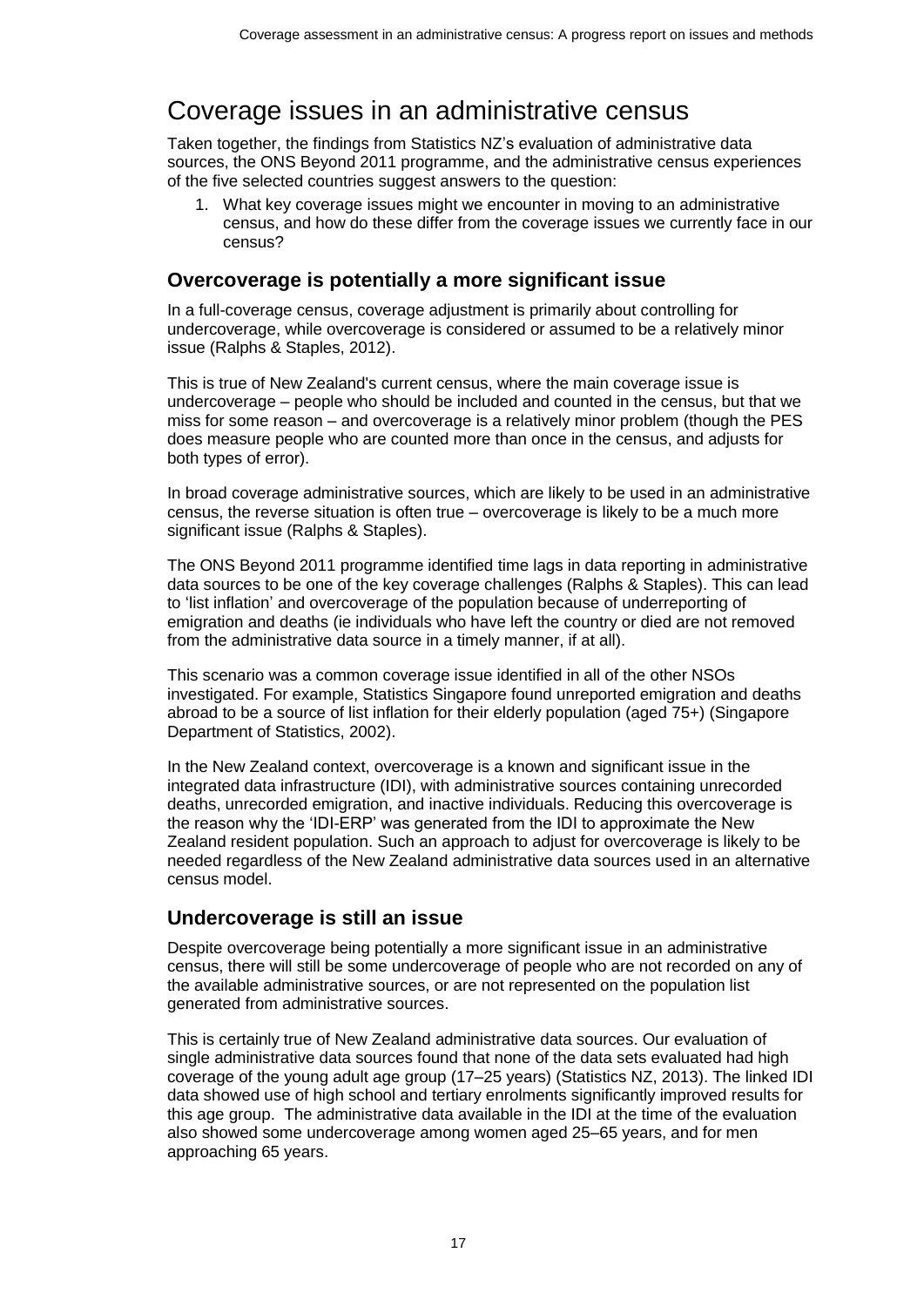# Coverage issues in an administrative census

Taken together, the findings from Statistics NZ's evaluation of administrative data sources, the ONS Beyond 2011 programme, and the administrative census experiences of the five selected countries suggest answers to the question:

1. What key coverage issues might we encounter in moving to an administrative census, and how do these differ from the coverage issues we currently face in our census?

## Overcoverage is potentially a more significant issue

In a full-coverage census, coverage adjustment is primarily about controlling for undercoverage, while overcoverage is considered or assumed to be a relatively minor issue (Ralphs & Staples, 2012).

This is true of New Zealand's current census, where the main coverage issue is undercoverage – people who should be included and counted in the census, but that we miss for some reason – and overcoverage is a relatively minor problem (though the PES does measure people who are counted more than once in the census, and adjusts for both types of error).

In broad coverage administrative sources, which are likely to be used in an administrative census, the reverse situation is often true – overcoverage is likely to be a much more significant issue (Ralphs & Staples).

The ONS Beyond 2011 programme identified time lags in data reporting in administrative data sources to be one of the key coverage challenges (Ralphs & Staples). This can lead to 'list inflation' and overcoverage of the population because of underreporting of emigration and deaths (ie individuals who have left the country or died are not removed from the administrative data source in a timely manner, if at all).

This scenario was a common coverage issue identified in all of the other NSOs investigated. For example, Statistics Singapore found unreported emigration and deaths abroad to be a source of list inflation for their elderly population (aged 75+) (Singapore Department of Statistics, 2002).

In the New Zealand context, overcoverage is a known and significant issue in the integrated data infrastructure (IDI), with administrative sources containing unrecorded deaths, unrecorded emigration, and inactive individuals. Reducing this overcoverage is the reason why the 'IDI-ERP' was generated from the IDI to approximate the New Zealand resident population. Such an approach to adjust for overcoverage is likely to be needed regardless of the New Zealand administrative data sources used in an alternative census model.

## Undercoverage is still an issue

Despite overcoverage being potentially a more significant issue in an administrative census, there will still be some undercoverage of people who are not recorded on any of the available administrative sources, or are not represented on the population list generated from administrative sources.

This is certainly true of New Zealand administrative data sources. Our evaluation of single administrative data sources found that none of the data sets evaluated had high coverage of the young adult age group (17–25 years) (Statistics NZ, 2013). The linked IDI data showed use of high school and tertiary enrolments significantly improved results for this age group. The administrative data available in the IDI at the time of the evaluation also showed some undercoverage among women aged 25–65 years, and for men approaching 65 years.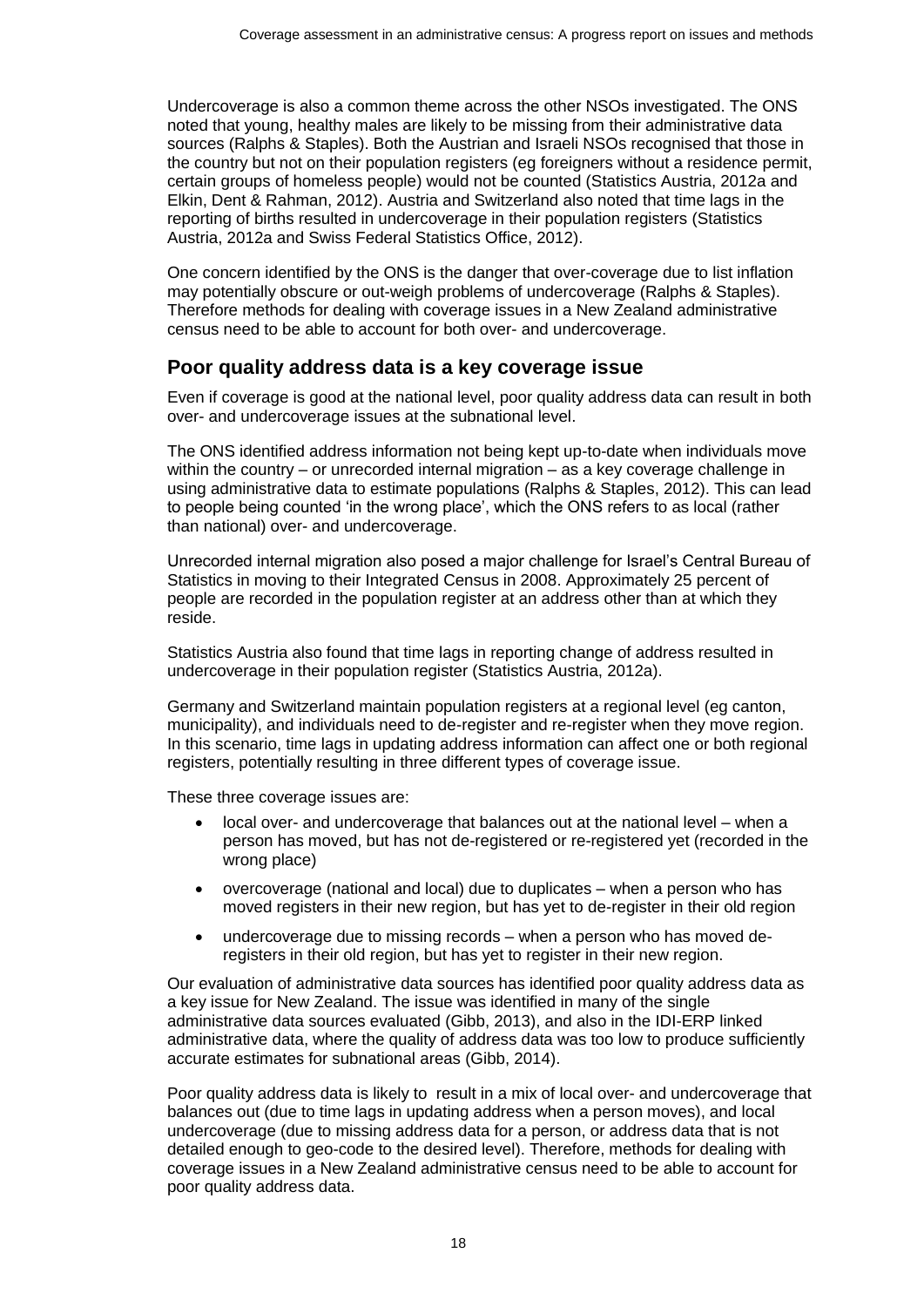Undercoverage is also a common theme across the other NSOs investigated. The ONS noted that young, healthy males are likely to be missing from their administrative data sources (Ralphs & Staples). Both the Austrian and Israeli NSOs recognised that those in the country but not on their population registers (eg foreigners without a residence permit, certain groups of homeless people) would not be counted (Statistics Austria, 2012a and Elkin, Dent & Rahman, 2012). Austria and Switzerland also noted that time lags in the reporting of births resulted in undercoverage in their population registers (Statistics Austria, 2012a and Swiss Federal Statistics Office, 2012).

One concern identified by the ONS is the danger that over-coverage due to list inflation may potentially obscure or out-weigh problems of undercoverage (Ralphs & Staples). Therefore methods for dealing with coverage issues in a New Zealand administrative census need to be able to account for both over- and undercoverage.

## Poor quality address data is a key coverage issue

Even if coverage is good at the national level, poor quality address data can result in both over- and undercoverage issues at the subnational level.

The ONS identified address information not being kept up-to-date when individuals move within the country – or unrecorded internal migration – as a key coverage challenge in using administrative data to estimate populations (Ralphs & Staples, 2012). This can lead to people being counted 'in the wrong place', which the ONS refers to as local (rather than national) over- and undercoverage.

Unrecorded internal migration also posed a major challenge for Israel's Central Bureau of Statistics in moving to their Integrated Census in 2008. Approximately 25 percent of people are recorded in the population register at an address other than at which they reside.

Statistics Austria also found that time lags in reporting change of address resulted in undercoverage in their population register (Statistics Austria, 2012a).

Germany and Switzerland maintain population registers at a regional level (eg canton, municipality), and individuals need to de-register and re-register when they move region. In this scenario, time lags in updating address information can affect one or both regional registers, potentially resulting in three different types of coverage issue.

These three coverage issues are:

- local over- and undercoverage that balances out at the national level – when a person has moved, but has not de-registered or re-registered yet (recorded in the wrong place)
- overcoverage (national and local) due to duplicates – when a person who has moved registers in their new region, but has yet to de-register in their old region
- undercoverage due to missing records – when a person who has moved de-registers in their old region, but has yet to register in their new region.

Our evaluation of administrative data sources has identified poor quality address data as a key issue for New Zealand. The issue was identified in many of the single administrative data sources evaluated (Gibb, 2013), and also in the IDI-ERP linked administrative data, where the quality of address data was too low to produce sufficiently accurate estimates for subnational areas (Gibb, 2014).

Poor quality address data is likely to result in a mix of local over- and undercoverage that balances out (due to time lags in updating address when a person moves), and local undercoverage (due to missing address data for a person, or address data that is not detailed enough to geo-code to the desired level). Therefore, methods for dealing with coverage issues in a New Zealand administrative census need to be able to account for poor quality address data.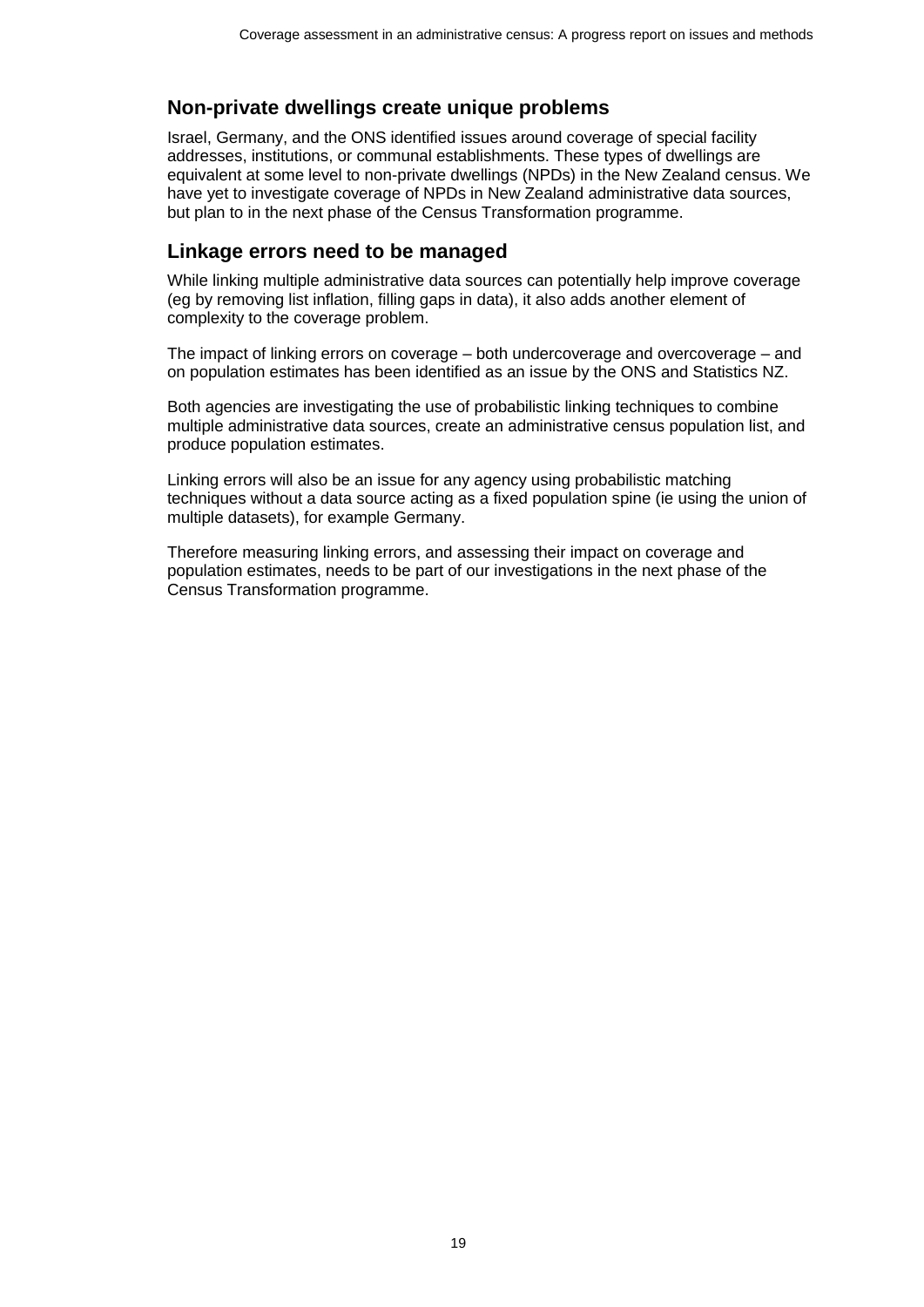## Non-private dwellings create unique problems

Israel, Germany, and the ONS identified issues around coverage of special facility addresses, institutions, or communal establishments. These types of dwellings are equivalent at some level to non-private dwellings (NPDs) in the New Zealand census. We have yet to investigate coverage of NPDs in New Zealand administrative data sources, but plan to in the next phase of the Census Transformation programme.

## Linkage errors need to be managed

While linking multiple administrative data sources can potentially help improve coverage (eg by removing list inflation, filling gaps in data), it also adds another element of complexity to the coverage problem.

The impact of linking errors on coverage – both undercoverage and overcoverage – and on population estimates has been identified as an issue by the ONS and Statistics NZ.

Both agencies are investigating the use of probabilistic linking techniques to combine multiple administrative data sources, create an administrative census population list, and produce population estimates.

Linking errors will also be an issue for any agency using probabilistic matching techniques without a data source acting as a fixed population spine (ie using the union of multiple datasets), for example Germany.

Therefore measuring linking errors, and assessing their impact on coverage and population estimates, needs to be part of our investigations in the next phase of the Census Transformation programme.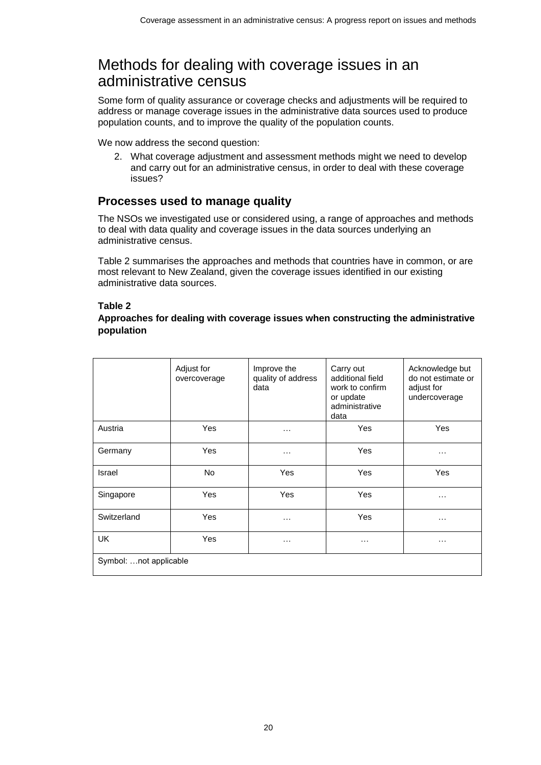// Methods for dealing with coverage issues in an administrative census

# Methods for dealing with coverage issues in an administrative census

Some form of quality assurance or coverage checks and adjustments will be required to address or manage coverage issues in the administrative data sources used to produce population counts, and to improve the quality of the population counts.

We now address the second question:

2. What coverage adjustment and assessment methods might we need to develop and carry out for an administrative census, in order to deal with these coverage issues?

## Processes used to manage quality

The NSOs we investigated use or considered using, a range of approaches and methods to deal with data quality and coverage issues in the data sources underlying an administrative census.

Table 2 summarises the approaches and methods that countries have in common, or are most relevant to New Zealand, given the coverage issues identified in our existing administrative data sources.

**Table 2**
**Approaches for dealing with coverage issues when constructing the administrative population**

| | Adjust for overcoverage | Improve the quality of address data | Carry out additional field work to confirm or update administrative data | Acknowledge but do not estimate or adjust for undercoverage |
|---|---|---|---|---|
| Austria | Yes | … | Yes | Yes |
| Germany | Yes | … | Yes | … |
| Israel | No | Yes | Yes | Yes |
| Singapore | Yes | Yes | Yes | … |
| Switzerland | Yes | … | Yes | … |
| UK | Yes | … | … | … |
| Symbol: …not applicable | | | | |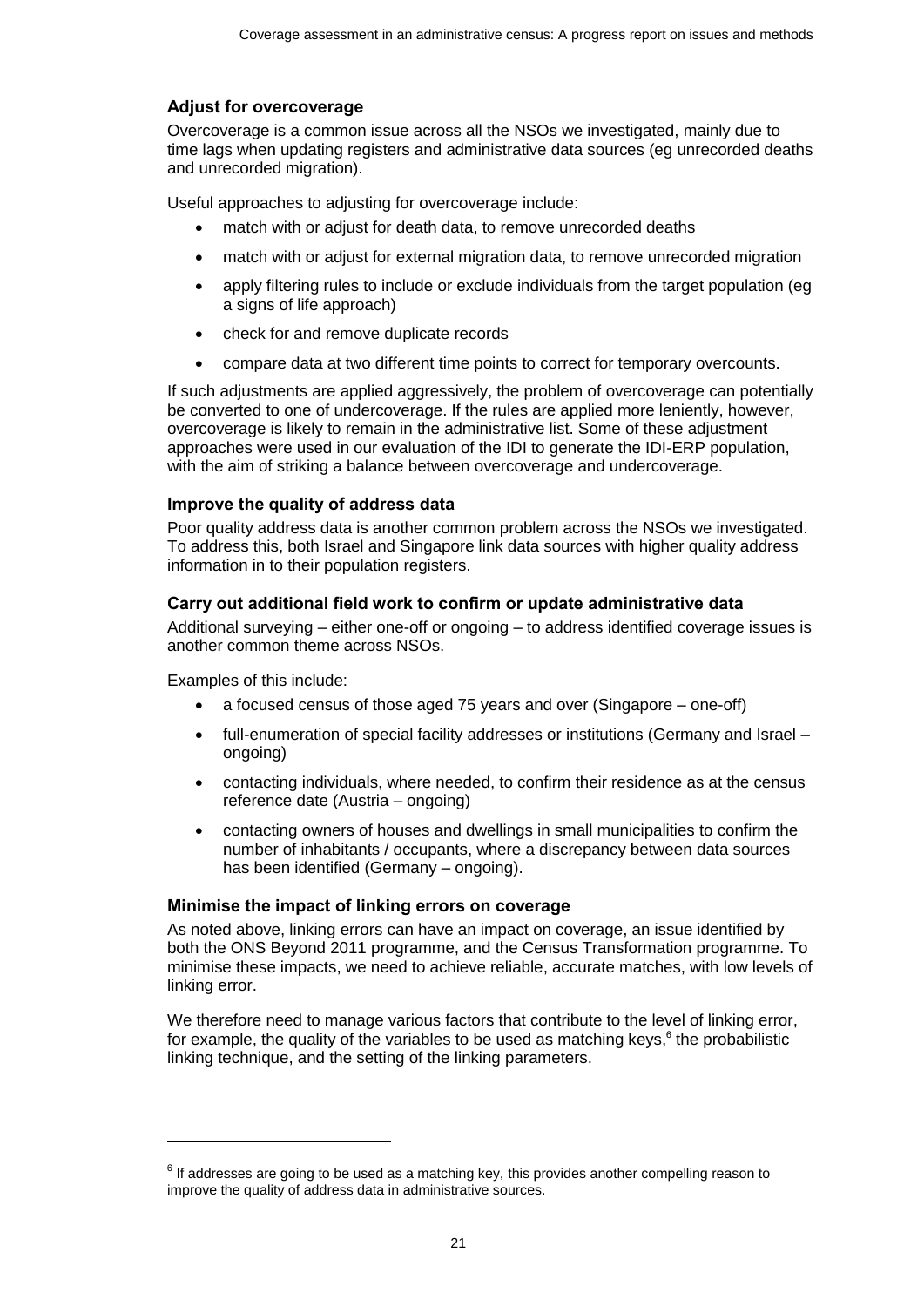### Adjust for overcoverage

Overcoverage is a common issue across all the NSOs we investigated, mainly due to time lags when updating registers and administrative data sources (eg unrecorded deaths and unrecorded migration).

Useful approaches to adjusting for overcoverage include:

- match with or adjust for death data, to remove unrecorded deaths
- match with or adjust for external migration data, to remove unrecorded migration
- apply filtering rules to include or exclude individuals from the target population (eg a signs of life approach)
- check for and remove duplicate records
- compare data at two different time points to correct for temporary overcounts.

If such adjustments are applied aggressively, the problem of overcoverage can potentially be converted to one of undercoverage. If the rules are applied more leniently, however, overcoverage is likely to remain in the administrative list. Some of these adjustment approaches were used in our evaluation of the IDI to generate the IDI-ERP population, with the aim of striking a balance between overcoverage and undercoverage.

### Improve the quality of address data

Poor quality address data is another common problem across the NSOs we investigated. To address this, both Israel and Singapore link data sources with higher quality address information in to their population registers.

### Carry out additional field work to confirm or update administrative data

Additional surveying – either one-off or ongoing – to address identified coverage issues is another common theme across NSOs.

Examples of this include:

- a focused census of those aged 75 years and over (Singapore – one-off)
- full-enumeration of special facility addresses or institutions (Germany and Israel – ongoing)
- contacting individuals, where needed, to confirm their residence as at the census reference date (Austria – ongoing)
- contacting owners of houses and dwellings in small municipalities to confirm the number of inhabitants / occupants, where a discrepancy between data sources has been identified (Germany – ongoing).

### Minimise the impact of linking errors on coverage

As noted above, linking errors can have an impact on coverage, an issue identified by both the ONS Beyond 2011 programme, and the Census Transformation programme. To minimise these impacts, we need to achieve reliable, accurate matches, with low levels of linking error.

We therefore need to manage various factors that contribute to the level of linking error, for example, the quality of the variables to be used as matching keys,[6] the probabilistic linking technique, and the setting of the linking parameters.

---

[6] If addresses are going to be used as a matching key, this provides another compelling reason to improve the quality of address data in administrative sources.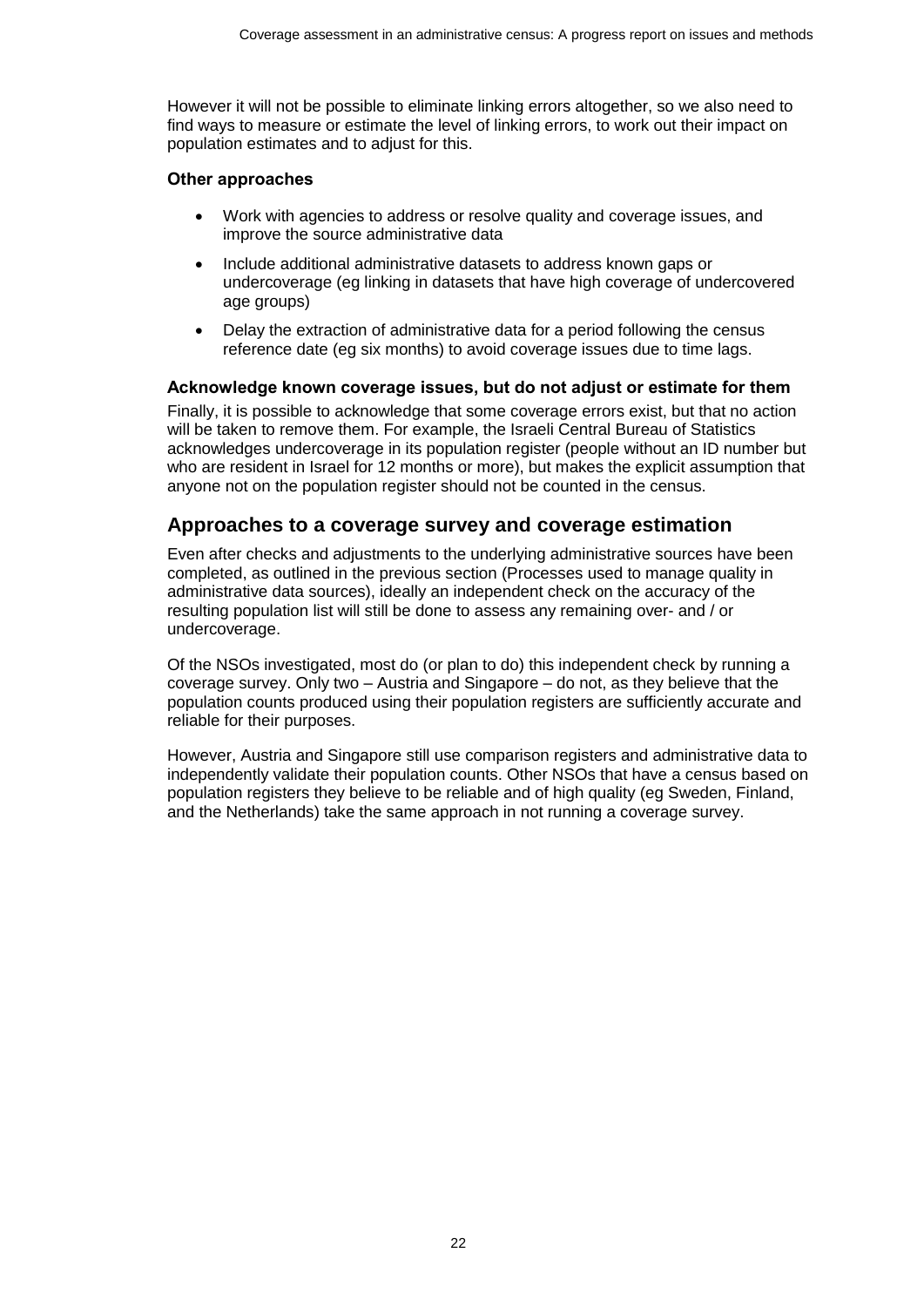However it will not be possible to eliminate linking errors altogether, so we also need to find ways to measure or estimate the level of linking errors, to work out their impact on population estimates and to adjust for this.

#### Other approaches

- Work with agencies to address or resolve quality and coverage issues, and improve the source administrative data
- Include additional administrative datasets to address known gaps or undercoverage (eg linking in datasets that have high coverage of undercovered age groups)
- Delay the extraction of administrative data for a period following the census reference date (eg six months) to avoid coverage issues due to time lags.

### Acknowledge known coverage issues, but do not adjust or estimate for them

Finally, it is possible to acknowledge that some coverage errors exist, but that no action will be taken to remove them. For example, the Israeli Central Bureau of Statistics acknowledges undercoverage in its population register (people without an ID number but who are resident in Israel for 12 months or more), but makes the explicit assumption that anyone not on the population register should not be counted in the census.

## Approaches to a coverage survey and coverage estimation

Even after checks and adjustments to the underlying administrative sources have been completed, as outlined in the previous section (Processes used to manage quality in administrative data sources), ideally an independent check on the accuracy of the resulting population list will still be done to assess any remaining over- and / or undercoverage.

Of the NSOs investigated, most do (or plan to do) this independent check by running a coverage survey. Only two – Austria and Singapore – do not, as they believe that the population counts produced using their population registers are sufficiently accurate and reliable for their purposes.

However, Austria and Singapore still use comparison registers and administrative data to independently validate their population counts. Other NSOs that have a census based on population registers they believe to be reliable and of high quality (eg Sweden, Finland, and the Netherlands) take the same approach in not running a coverage survey.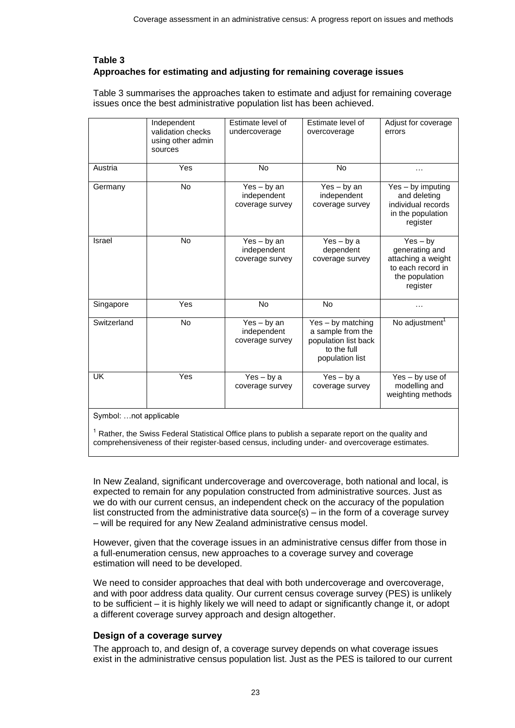### Table 3
**Approaches for estimating and adjusting for remaining coverage issues**

Table 3 summarises the approaches taken to estimate and adjust for remaining coverage issues once the best administrative population list has been achieved.

| | Independent validation checks using other admin sources | Estimate level of undercoverage | Estimate level of overcoverage | Adjust for coverage errors |
|---|---|---|---|---|
| Austria | Yes | No | No | … |
| Germany | No | Yes – by an independent coverage survey | Yes – by an independent coverage survey | Yes – by imputing and deleting individual records in the population register |
| Israel | No | Yes – by an independent coverage survey | Yes – by a dependent coverage survey | Yes – by generating and attaching a weight to each record in the population register |
| Singapore | Yes | No | No | … |
| Switzerland | No | Yes – by an independent coverage survey | Yes – by matching a sample from the population list back to the full population list | No adjustment[1] |
| UK | Yes | Yes – by a coverage survey | Yes – by a coverage survey | Yes – by use of modelling and weighting methods |

Symbol: …not applicable

[1] Rather, the Swiss Federal Statistical Office plans to publish a separate report on the quality and comprehensiveness of their register-based census, including under- and overcoverage estimates.

In New Zealand, significant undercoverage and overcoverage, both national and local, is expected to remain for any population constructed from administrative sources. Just as we do with our current census, an independent check on the accuracy of the population list constructed from the administrative data source(s) – in the form of a coverage survey – will be required for any New Zealand administrative census model.

However, given that the coverage issues in an administrative census differ from those in a full-enumeration census, new approaches to a coverage survey and coverage estimation will need to be developed.

We need to consider approaches that deal with both undercoverage and overcoverage, and with poor address data quality. Our current census coverage survey (PES) is unlikely to be sufficient – it is highly likely we will need to adapt or significantly change it, or adopt a different coverage survey approach and design altogether.

### Design of a coverage survey

The approach to, and design of, a coverage survey depends on what coverage issues exist in the administrative census population list. Just as the PES is tailored to our current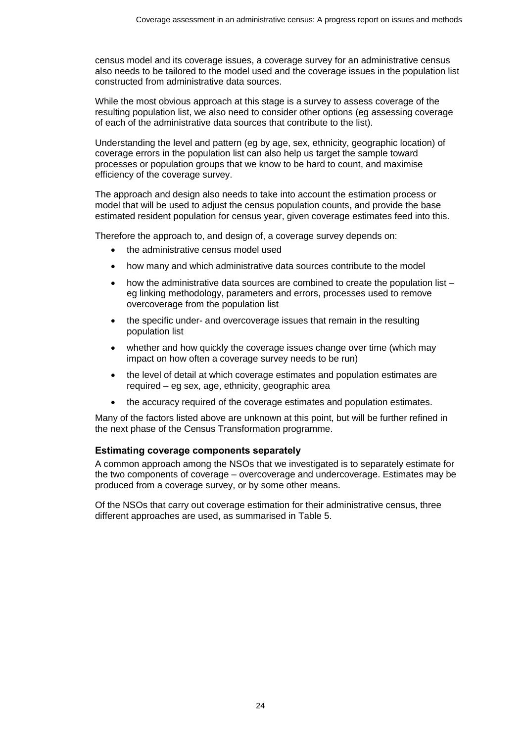census model and its coverage issues, a coverage survey for an administrative census also needs to be tailored to the model used and the coverage issues in the population list constructed from administrative data sources.

While the most obvious approach at this stage is a survey to assess coverage of the resulting population list, we also need to consider other options (eg assessing coverage of each of the administrative data sources that contribute to the list).

Understanding the level and pattern (eg by age, sex, ethnicity, geographic location) of coverage errors in the population list can also help us target the sample toward processes or population groups that we know to be hard to count, and maximise efficiency of the coverage survey.

The approach and design also needs to take into account the estimation process or model that will be used to adjust the census population counts, and provide the base estimated resident population for census year, given coverage estimates feed into this.

Therefore the approach to, and design of, a coverage survey depends on:

- the administrative census model used
- how many and which administrative data sources contribute to the model
- how the administrative data sources are combined to create the population list – eg linking methodology, parameters and errors, processes used to remove overcoverage from the population list
- the specific under- and overcoverage issues that remain in the resulting population list
- whether and how quickly the coverage issues change over time (which may impact on how often a coverage survey needs to be run)
- the level of detail at which coverage estimates and population estimates are required – eg sex, age, ethnicity, geographic area
- the accuracy required of the coverage estimates and population estimates.

Many of the factors listed above are unknown at this point, but will be further refined in the next phase of the Census Transformation programme.

### Estimating coverage components separately

A common approach among the NSOs that we investigated is to separately estimate for the two components of coverage – overcoverage and undercoverage. Estimates may be produced from a coverage survey, or by some other means.

Of the NSOs that carry out coverage estimation for their administrative census, three different approaches are used, as summarised in Table 5.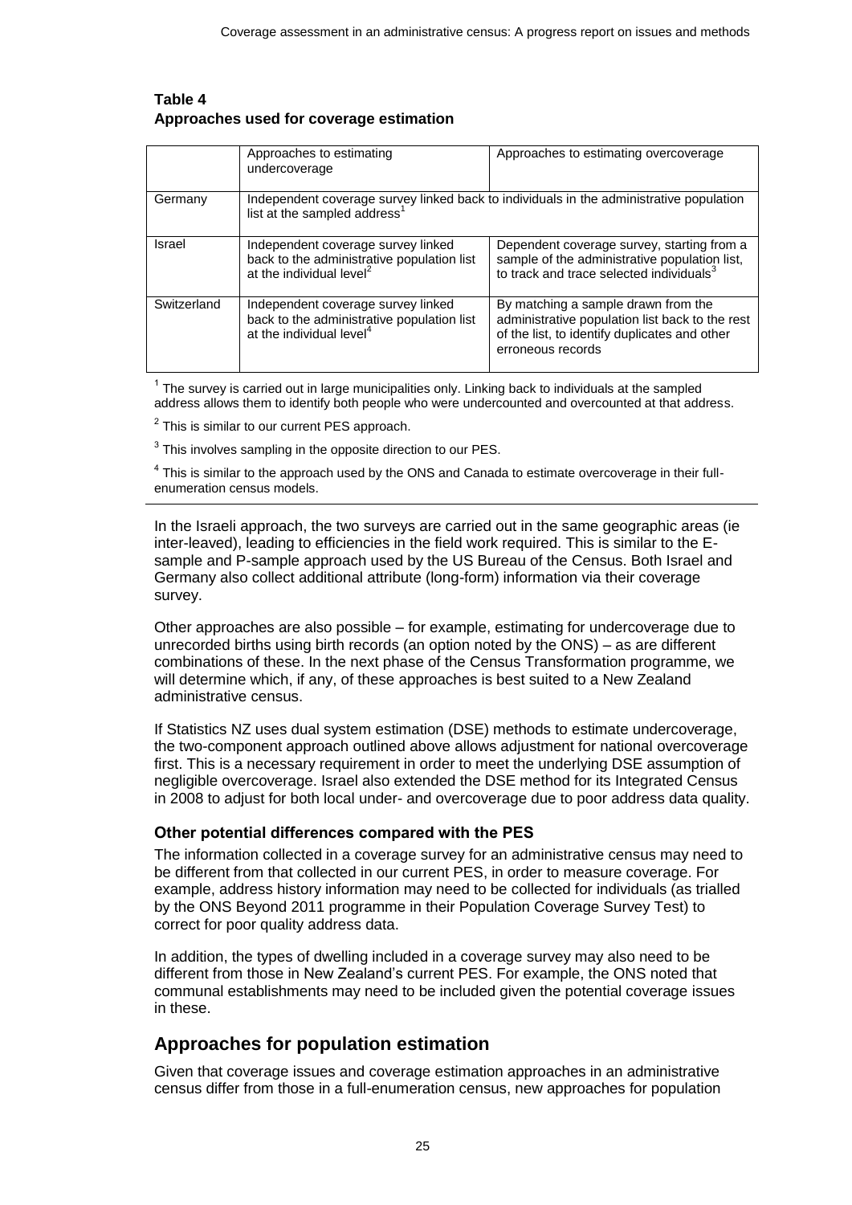**Table 4**
**Approaches used for coverage estimation**

| | Approaches to estimating undercoverage | Approaches to estimating overcoverage |
|---|---|---|
| Germany | Independent coverage survey linked back to individuals in the administrative population list at the sampled address[1] | |
| Israel | Independent coverage survey linked back to the administrative population list at the individual level[2] | Dependent coverage survey, starting from a sample of the administrative population list, to track and trace selected individuals[3] |
| Switzerland | Independent coverage survey linked back to the administrative population list at the individual level[4] | By matching a sample drawn from the administrative population list back to the rest of the list, to identify duplicates and other erroneous records |

[1] The survey is carried out in large municipalities only. Linking back to individuals at the sampled address allows them to identify both people who were undercounted and overcounted at that address.

[2] This is similar to our current PES approach.

[3] This involves sampling in the opposite direction to our PES.

[4] This is similar to the approach used by the ONS and Canada to estimate overcoverage in their full-enumeration census models.

In the Israeli approach, the two surveys are carried out in the same geographic areas (ie inter-leaved), leading to efficiencies in the field work required. This is similar to the E-sample and P-sample approach used by the US Bureau of the Census. Both Israel and Germany also collect additional attribute (long-form) information via their coverage survey.

Other approaches are also possible – for example, estimating for undercoverage due to unrecorded births using birth records (an option noted by the ONS) – as are different combinations of these. In the next phase of the Census Transformation programme, we will determine which, if any, of these approaches is best suited to a New Zealand administrative census.

If Statistics NZ uses dual system estimation (DSE) methods to estimate undercoverage, the two-component approach outlined above allows adjustment for national overcoverage first. This is a necessary requirement in order to meet the underlying DSE assumption of negligible overcoverage. Israel also extended the DSE method for its Integrated Census in 2008 to adjust for both local under- and overcoverage due to poor address data quality.

### Other potential differences compared with the PES

The information collected in a coverage survey for an administrative census may need to be different from that collected in our current PES, in order to measure coverage. For example, address history information may need to be collected for individuals (as trialled by the ONS Beyond 2011 programme in their Population Coverage Survey Test) to correct for poor quality address data.

In addition, the types of dwelling included in a coverage survey may also need to be different from those in New Zealand's current PES. For example, the ONS noted that communal establishments may need to be included given the potential coverage issues in these.

## Approaches for population estimation

Given that coverage issues and coverage estimation approaches in an administrative census differ from those in a full-enumeration census, new approaches for population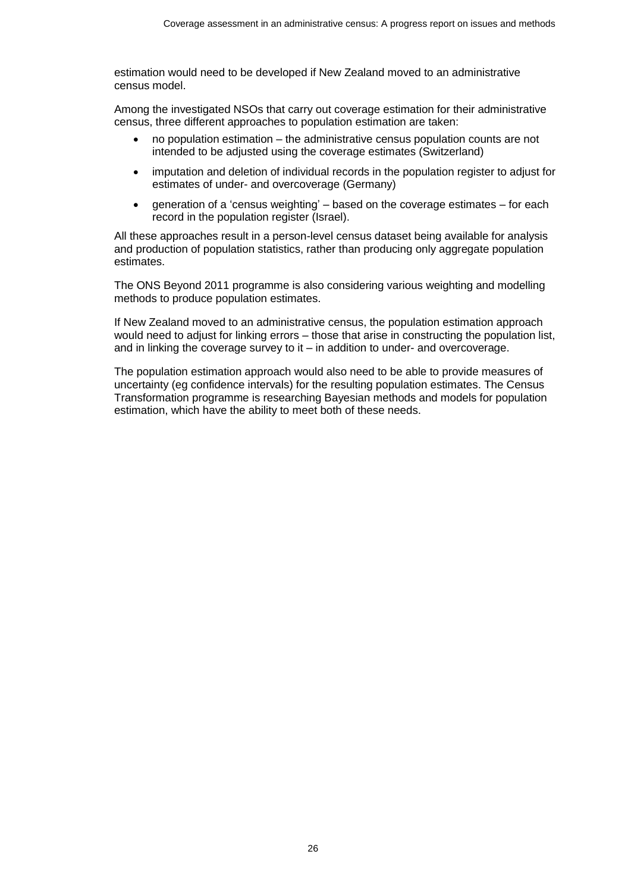estimation would need to be developed if New Zealand moved to an administrative census model.

Among the investigated NSOs that carry out coverage estimation for their administrative census, three different approaches to population estimation are taken:

- no population estimation – the administrative census population counts are not intended to be adjusted using the coverage estimates (Switzerland)
- imputation and deletion of individual records in the population register to adjust for estimates of under- and overcoverage (Germany)
- generation of a 'census weighting' – based on the coverage estimates – for each record in the population register (Israel).

All these approaches result in a person-level census dataset being available for analysis and production of population statistics, rather than producing only aggregate population estimates.

The ONS Beyond 2011 programme is also considering various weighting and modelling methods to produce population estimates.

If New Zealand moved to an administrative census, the population estimation approach would need to adjust for linking errors – those that arise in constructing the population list, and in linking the coverage survey to it – in addition to under- and overcoverage.

The population estimation approach would also need to be able to provide measures of uncertainty (eg confidence intervals) for the resulting population estimates. The Census Transformation programme is researching Bayesian methods and models for population estimation, which have the ability to meet both of these needs.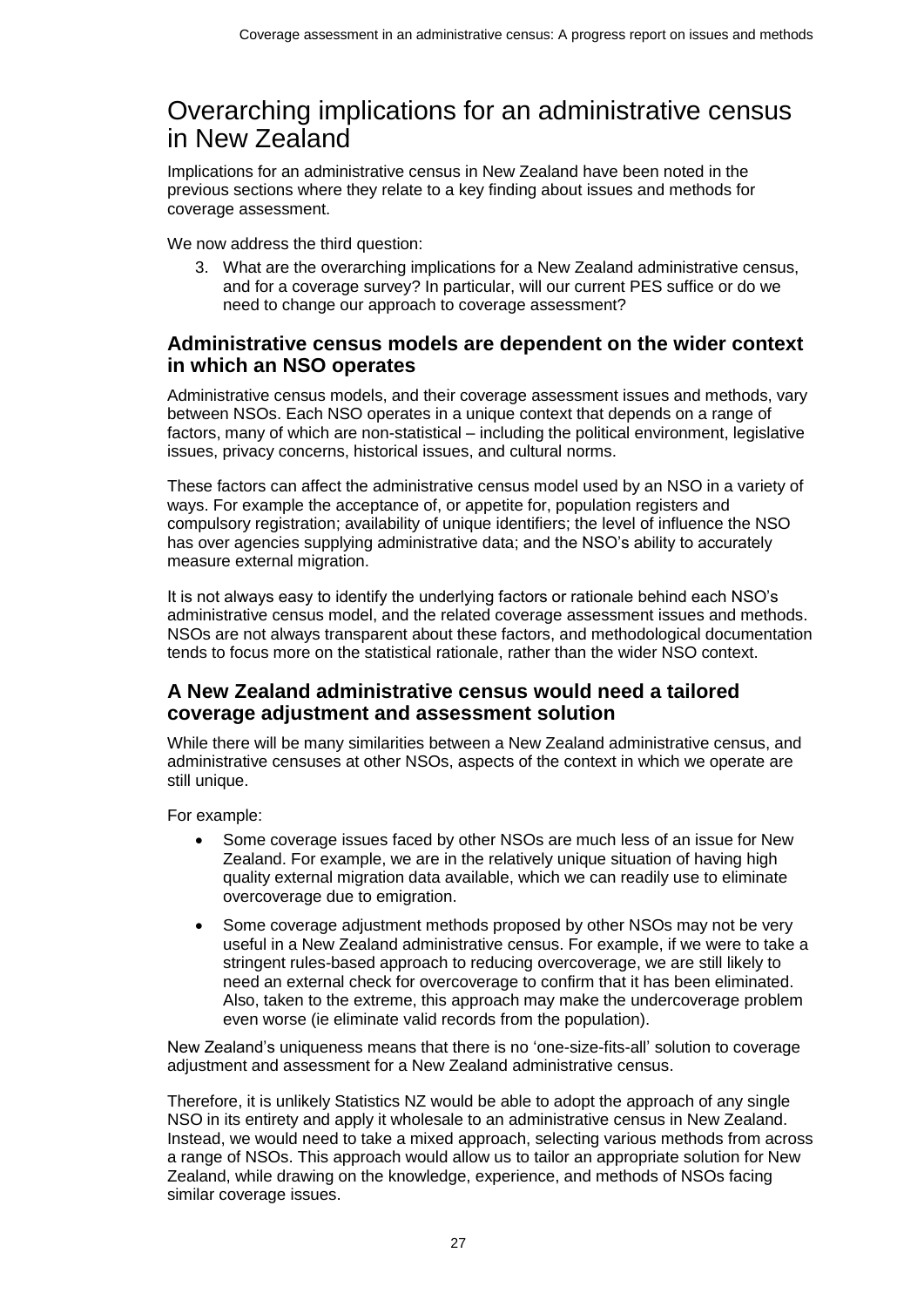# Overarching implications for an administrative census in New Zealand

Implications for an administrative census in New Zealand have been noted in the previous sections where they relate to a key finding about issues and methods for coverage assessment.

We now address the third question:

3. What are the overarching implications for a New Zealand administrative census, and for a coverage survey? In particular, will our current PES suffice or do we need to change our approach to coverage assessment?

## Administrative census models are dependent on the wider context in which an NSO operates

Administrative census models, and their coverage assessment issues and methods, vary between NSOs. Each NSO operates in a unique context that depends on a range of factors, many of which are non-statistical – including the political environment, legislative issues, privacy concerns, historical issues, and cultural norms.

These factors can affect the administrative census model used by an NSO in a variety of ways. For example the acceptance of, or appetite for, population registers and compulsory registration; availability of unique identifiers; the level of influence the NSO has over agencies supplying administrative data; and the NSO's ability to accurately measure external migration.

It is not always easy to identify the underlying factors or rationale behind each NSO's administrative census model, and the related coverage assessment issues and methods. NSOs are not always transparent about these factors, and methodological documentation tends to focus more on the statistical rationale, rather than the wider NSO context.

## A New Zealand administrative census would need a tailored coverage adjustment and assessment solution

While there will be many similarities between a New Zealand administrative census, and administrative censuses at other NSOs, aspects of the context in which we operate are still unique.

For example:

- Some coverage issues faced by other NSOs are much less of an issue for New Zealand. For example, we are in the relatively unique situation of having high quality external migration data available, which we can readily use to eliminate overcoverage due to emigration.
- Some coverage adjustment methods proposed by other NSOs may not be very useful in a New Zealand administrative census. For example, if we were to take a stringent rules-based approach to reducing overcoverage, we are still likely to need an external check for overcoverage to confirm that it has been eliminated. Also, taken to the extreme, this approach may make the undercoverage problem even worse (ie eliminate valid records from the population).

New Zealand's uniqueness means that there is no 'one-size-fits-all' solution to coverage adjustment and assessment for a New Zealand administrative census.

Therefore, it is unlikely Statistics NZ would be able to adopt the approach of any single NSO in its entirety and apply it wholesale to an administrative census in New Zealand. Instead, we would need to take a mixed approach, selecting various methods from across a range of NSOs. This approach would allow us to tailor an appropriate solution for New Zealand, while drawing on the knowledge, experience, and methods of NSOs facing similar coverage issues.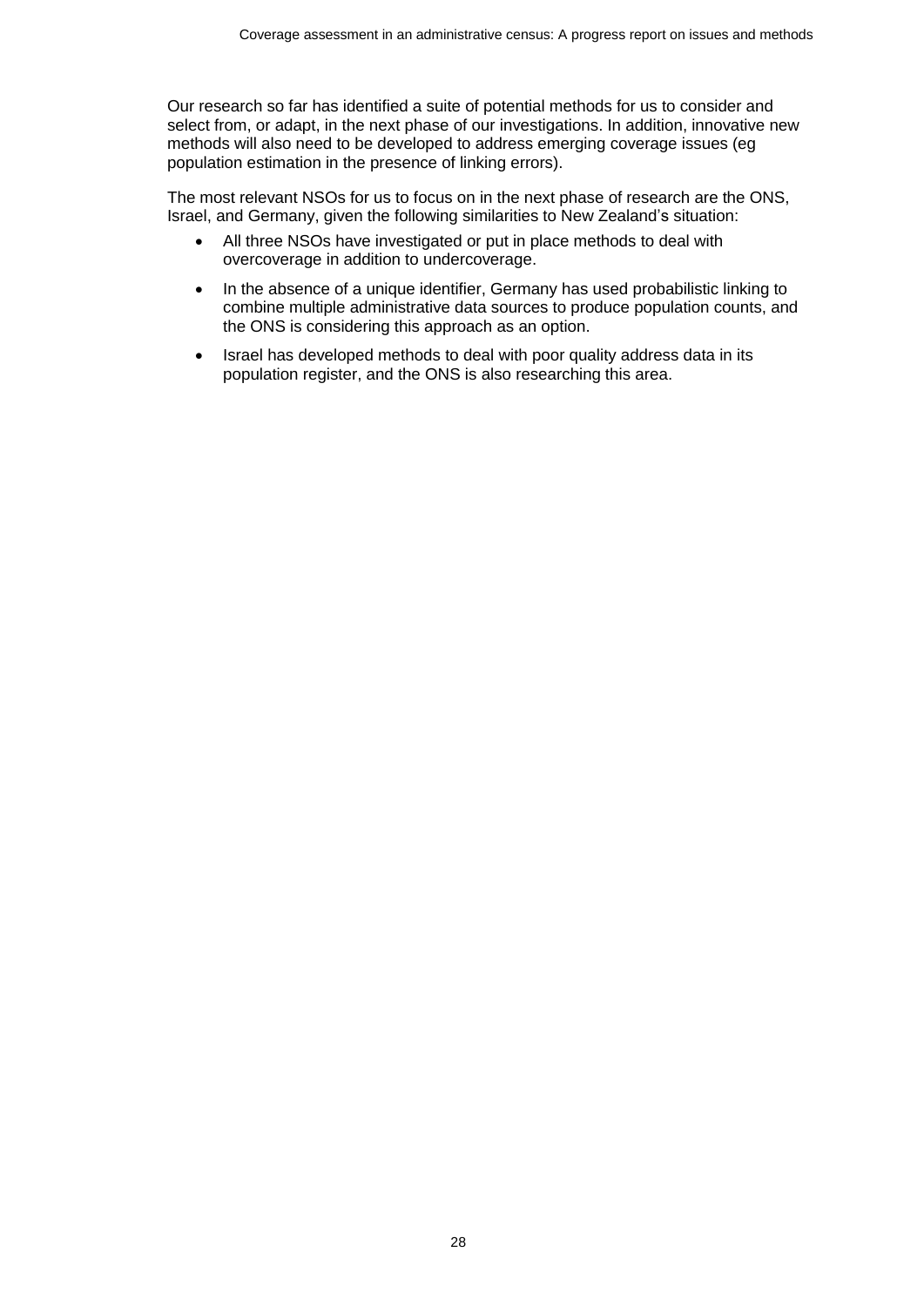Our research so far has identified a suite of potential methods for us to consider and select from, or adapt, in the next phase of our investigations. In addition, innovative new methods will also need to be developed to address emerging coverage issues (eg population estimation in the presence of linking errors).

The most relevant NSOs for us to focus on in the next phase of research are the ONS, Israel, and Germany, given the following similarities to New Zealand's situation:

- All three NSOs have investigated or put in place methods to deal with overcoverage in addition to undercoverage.
- In the absence of a unique identifier, Germany has used probabilistic linking to combine multiple administrative data sources to produce population counts, and the ONS is considering this approach as an option.
- Israel has developed methods to deal with poor quality address data in its population register, and the ONS is also researching this area.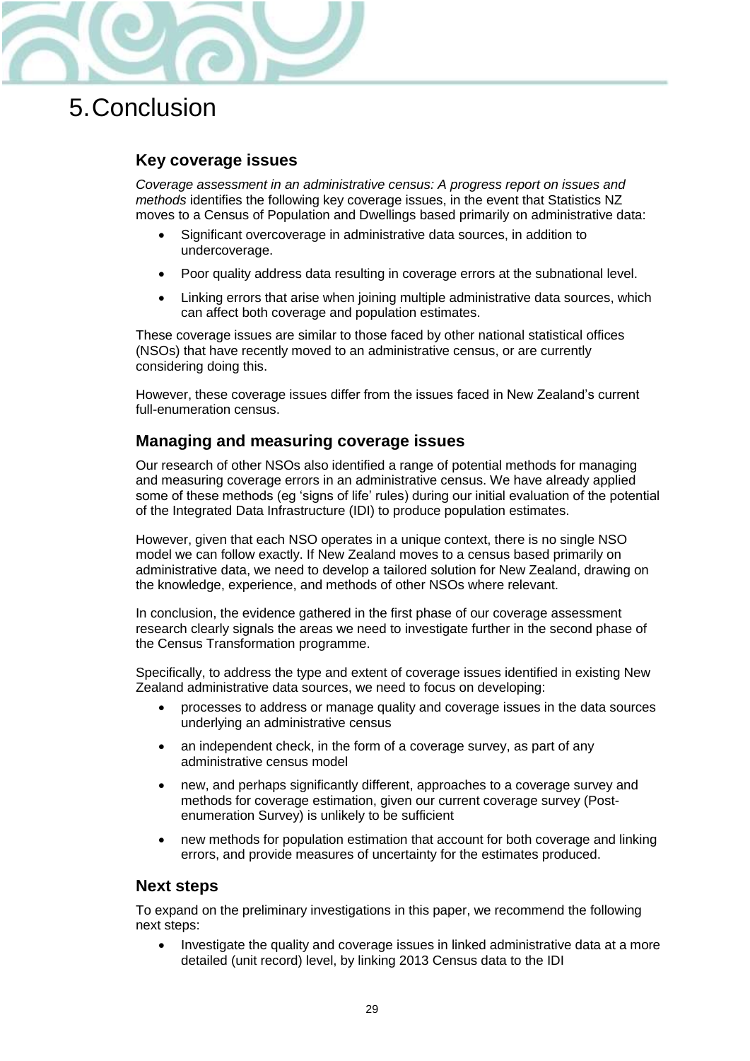# 5. Conclusion

## Key coverage issues

*Coverage assessment in an administrative census: A progress report on issues and methods* identifies the following key coverage issues, in the event that Statistics NZ moves to a Census of Population and Dwellings based primarily on administrative data:

- Significant overcoverage in administrative data sources, in addition to undercoverage.
- Poor quality address data resulting in coverage errors at the subnational level.
- Linking errors that arise when joining multiple administrative data sources, which can affect both coverage and population estimates.

These coverage issues are similar to those faced by other national statistical offices (NSOs) that have recently moved to an administrative census, or are currently considering doing this.

However, these coverage issues differ from the issues faced in New Zealand's current full-enumeration census.

## Managing and measuring coverage issues

Our research of other NSOs also identified a range of potential methods for managing and measuring coverage errors in an administrative census. We have already applied some of these methods (eg 'signs of life' rules) during our initial evaluation of the potential of the Integrated Data Infrastructure (IDI) to produce population estimates.

However, given that each NSO operates in a unique context, there is no single NSO model we can follow exactly. If New Zealand moves to a census based primarily on administrative data, we need to develop a tailored solution for New Zealand, drawing on the knowledge, experience, and methods of other NSOs where relevant.

In conclusion, the evidence gathered in the first phase of our coverage assessment research clearly signals the areas we need to investigate further in the second phase of the Census Transformation programme.

Specifically, to address the type and extent of coverage issues identified in existing New Zealand administrative data sources, we need to focus on developing:

- processes to address or manage quality and coverage issues in the data sources underlying an administrative census
- an independent check, in the form of a coverage survey, as part of any administrative census model
- new, and perhaps significantly different, approaches to a coverage survey and methods for coverage estimation, given our current coverage survey (Post-enumeration Survey) is unlikely to be sufficient
- new methods for population estimation that account for both coverage and linking errors, and provide measures of uncertainty for the estimates produced.

## Next steps

To expand on the preliminary investigations in this paper, we recommend the following next steps:

- Investigate the quality and coverage issues in linked administrative data at a more detailed (unit record) level, by linking 2013 Census data to the IDI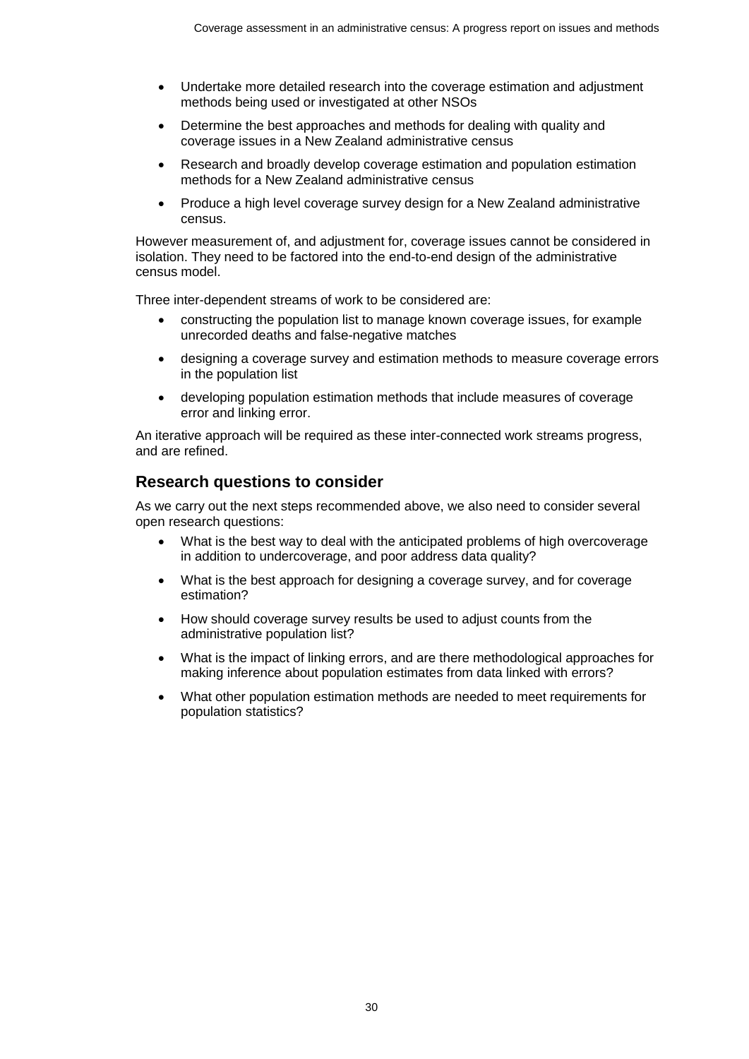- Undertake more detailed research into the coverage estimation and adjustment methods being used or investigated at other NSOs
- Determine the best approaches and methods for dealing with quality and coverage issues in a New Zealand administrative census
- Research and broadly develop coverage estimation and population estimation methods for a New Zealand administrative census
- Produce a high level coverage survey design for a New Zealand administrative census.

However measurement of, and adjustment for, coverage issues cannot be considered in isolation. They need to be factored into the end-to-end design of the administrative census model.

Three inter-dependent streams of work to be considered are:

- constructing the population list to manage known coverage issues, for example unrecorded deaths and false-negative matches
- designing a coverage survey and estimation methods to measure coverage errors in the population list
- developing population estimation methods that include measures of coverage error and linking error.

An iterative approach will be required as these inter-connected work streams progress, and are refined.

## Research questions to consider

As we carry out the next steps recommended above, we also need to consider several open research questions:

- What is the best way to deal with the anticipated problems of high overcoverage in addition to undercoverage, and poor address data quality?
- What is the best approach for designing a coverage survey, and for coverage estimation?
- How should coverage survey results be used to adjust counts from the administrative population list?
- What is the impact of linking errors, and are there methodological approaches for making inference about population estimates from data linked with errors?
- What other population estimation methods are needed to meet requirements for population statistics?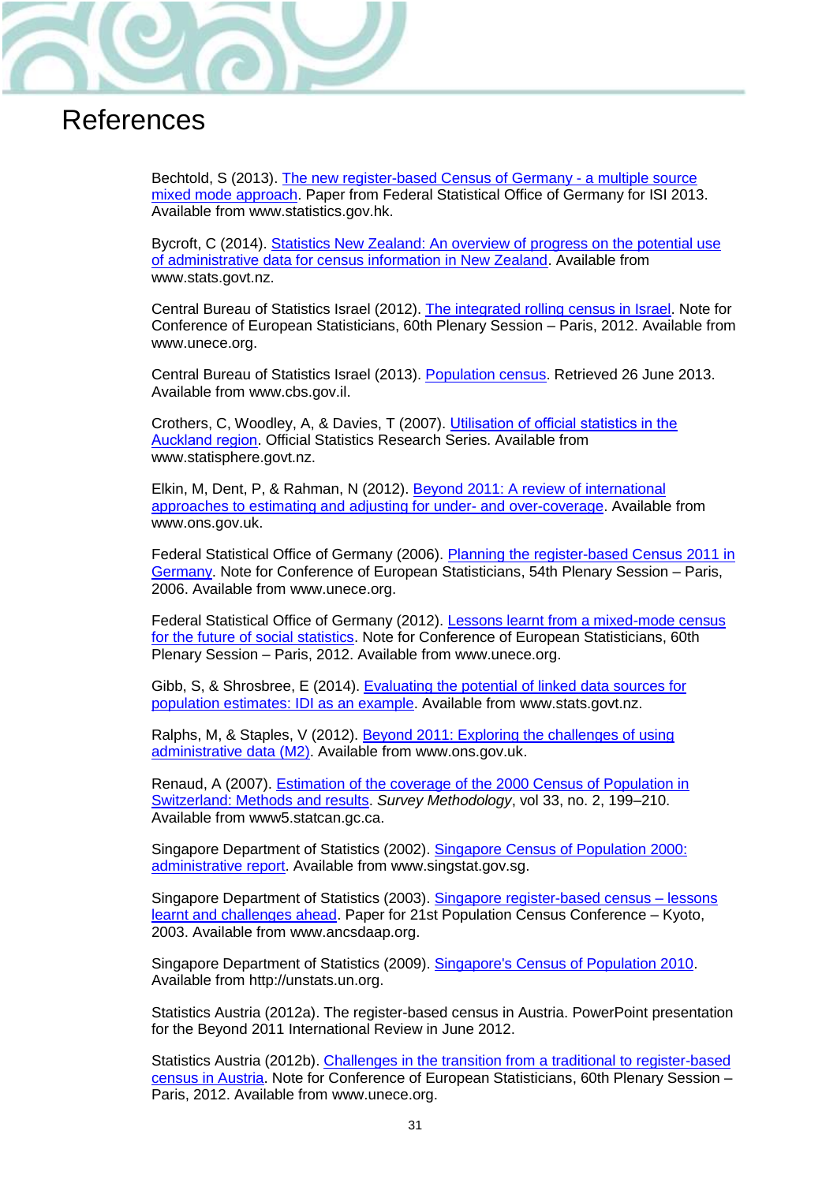# References

Bechtold, S (2013). The new register-based Census of Germany - a multiple source mixed mode approach. Paper from Federal Statistical Office of Germany for ISI 2013. Available from www.statistics.gov.hk.

Bycroft, C (2014). Statistics New Zealand: An overview of progress on the potential use of administrative data for census information in New Zealand. Available from www.stats.govt.nz.

Central Bureau of Statistics Israel (2012). The integrated rolling census in Israel. Note for Conference of European Statisticians, 60th Plenary Session – Paris, 2012. Available from www.unece.org.

Central Bureau of Statistics Israel (2013). Population census. Retrieved 26 June 2013. Available from www.cbs.gov.il.

Crothers, C, Woodley, A, & Davies, T (2007). Utilisation of official statistics in the Auckland region. Official Statistics Research Series. Available from www.statisphere.govt.nz.

Elkin, M, Dent, P, & Rahman, N (2012). Beyond 2011: A review of international approaches to estimating and adjusting for under- and over-coverage. Available from www.ons.gov.uk.

Federal Statistical Office of Germany (2006). Planning the register-based Census 2011 in Germany. Note for Conference of European Statisticians, 54th Plenary Session – Paris, 2006. Available from www.unece.org.

Federal Statistical Office of Germany (2012). Lessons learnt from a mixed-mode census for the future of social statistics. Note for Conference of European Statisticians, 60th Plenary Session – Paris, 2012. Available from www.unece.org.

Gibb, S, & Shrosbree, E (2014). Evaluating the potential of linked data sources for population estimates: IDI as an example. Available from www.stats.govt.nz.

Ralphs, M, & Staples, V (2012). Beyond 2011: Exploring the challenges of using administrative data (M2). Available from www.ons.gov.uk.

Renaud, A (2007). Estimation of the coverage of the 2000 Census of Population in Switzerland: Methods and results. *Survey Methodology*, vol 33, no. 2, 199–210. Available from www5.statcan.gc.ca.

Singapore Department of Statistics (2002). Singapore Census of Population 2000: administrative report. Available from www.singstat.gov.sg.

Singapore Department of Statistics (2003). Singapore register-based census – lessons learnt and challenges ahead. Paper for 21st Population Census Conference – Kyoto, 2003. Available from www.ancsdaap.org.

Singapore Department of Statistics (2009). Singapore's Census of Population 2010. Available from http://unstats.un.org.

Statistics Austria (2012a). The register-based census in Austria. PowerPoint presentation for the Beyond 2011 International Review in June 2012.

Statistics Austria (2012b). Challenges in the transition from a traditional to register-based census in Austria. Note for Conference of European Statisticians, 60th Plenary Session – Paris, 2012. Available from www.unece.org.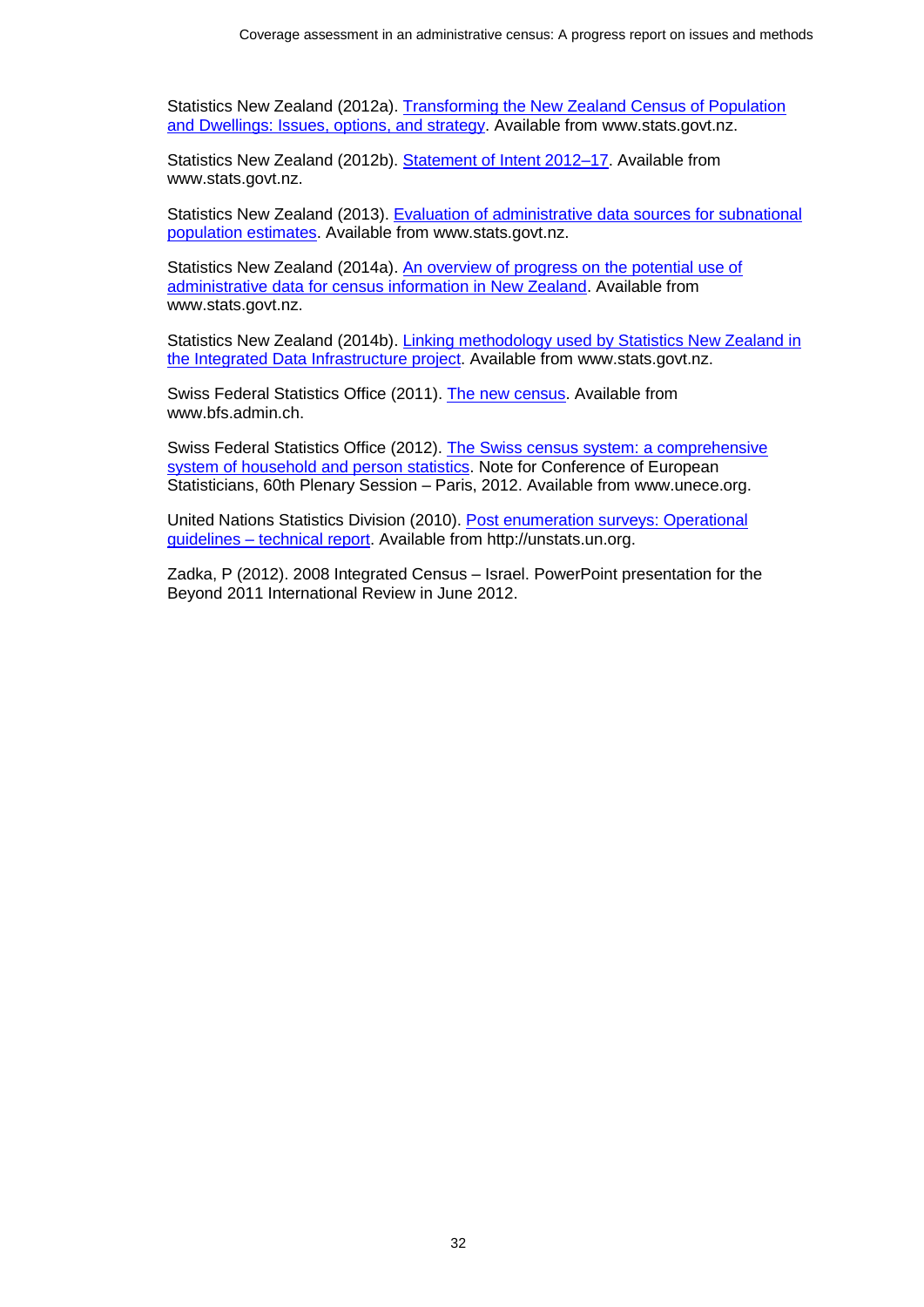Statistics New Zealand (2012a). Transforming the New Zealand Census of Population and Dwellings: Issues, options, and strategy. Available from www.stats.govt.nz.

Statistics New Zealand (2012b). Statement of Intent 2012–17. Available from www.stats.govt.nz.

Statistics New Zealand (2013). Evaluation of administrative data sources for subnational population estimates. Available from www.stats.govt.nz.

Statistics New Zealand (2014a). An overview of progress on the potential use of administrative data for census information in New Zealand. Available from www.stats.govt.nz.

Statistics New Zealand (2014b). Linking methodology used by Statistics New Zealand in the Integrated Data Infrastructure project. Available from www.stats.govt.nz.

Swiss Federal Statistics Office (2011). The new census. Available from www.bfs.admin.ch.

Swiss Federal Statistics Office (2012). The Swiss census system: a comprehensive system of household and person statistics. Note for Conference of European Statisticians, 60th Plenary Session – Paris, 2012. Available from www.unece.org.

United Nations Statistics Division (2010). Post enumeration surveys: Operational guidelines – technical report. Available from http://unstats.un.org.

Zadka, P (2012). 2008 Integrated Census – Israel. PowerPoint presentation for the Beyond 2011 International Review in June 2012.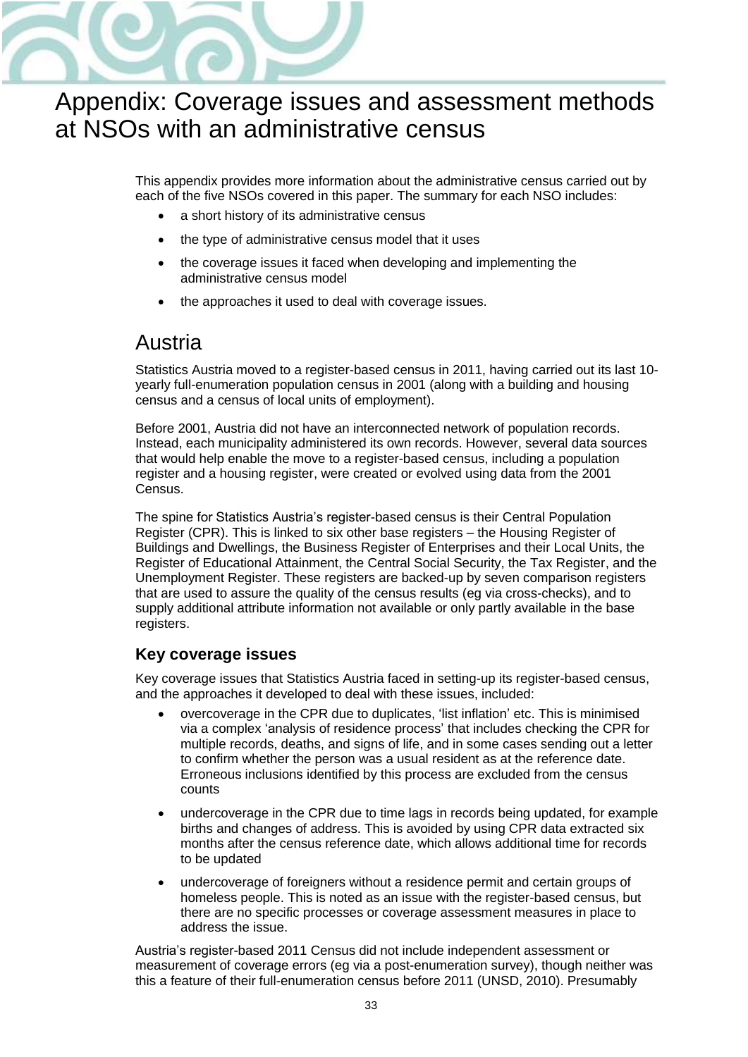# Appendix: Coverage issues and assessment methods at NSOs with an administrative census

This appendix provides more information about the administrative census carried out by each of the five NSOs covered in this paper. The summary for each NSO includes:

- a short history of its administrative census
- the type of administrative census model that it uses
- the coverage issues it faced when developing and implementing the administrative census model
- the approaches it used to deal with coverage issues.

## Austria

Statistics Austria moved to a register-based census in 2011, having carried out its last 10-yearly full-enumeration population census in 2001 (along with a building and housing census and a census of local units of employment).

Before 2001, Austria did not have an interconnected network of population records. Instead, each municipality administered its own records. However, several data sources that would help enable the move to a register-based census, including a population register and a housing register, were created or evolved using data from the 2001 Census.

The spine for Statistics Austria's register-based census is their Central Population Register (CPR). This is linked to six other base registers – the Housing Register of Buildings and Dwellings, the Business Register of Enterprises and their Local Units, the Register of Educational Attainment, the Central Social Security, the Tax Register, and the Unemployment Register. These registers are backed-up by seven comparison registers that are used to assure the quality of the census results (eg via cross-checks), and to supply additional attribute information not available or only partly available in the base registers.

### Key coverage issues

Key coverage issues that Statistics Austria faced in setting-up its register-based census, and the approaches it developed to deal with these issues, included:

- overcoverage in the CPR due to duplicates, 'list inflation' etc. This is minimised via a complex 'analysis of residence process' that includes checking the CPR for multiple records, deaths, and signs of life, and in some cases sending out a letter to confirm whether the person was a usual resident as at the reference date. Erroneous inclusions identified by this process are excluded from the census counts
- undercoverage in the CPR due to time lags in records being updated, for example births and changes of address. This is avoided by using CPR data extracted six months after the census reference date, which allows additional time for records to be updated
- undercoverage of foreigners without a residence permit and certain groups of homeless people. This is noted as an issue with the register-based census, but there are no specific processes or coverage assessment measures in place to address the issue.

Austria's register-based 2011 Census did not include independent assessment or measurement of coverage errors (eg via a post-enumeration survey), though neither was this a feature of their full-enumeration census before 2011 (UNSD, 2010). Presumably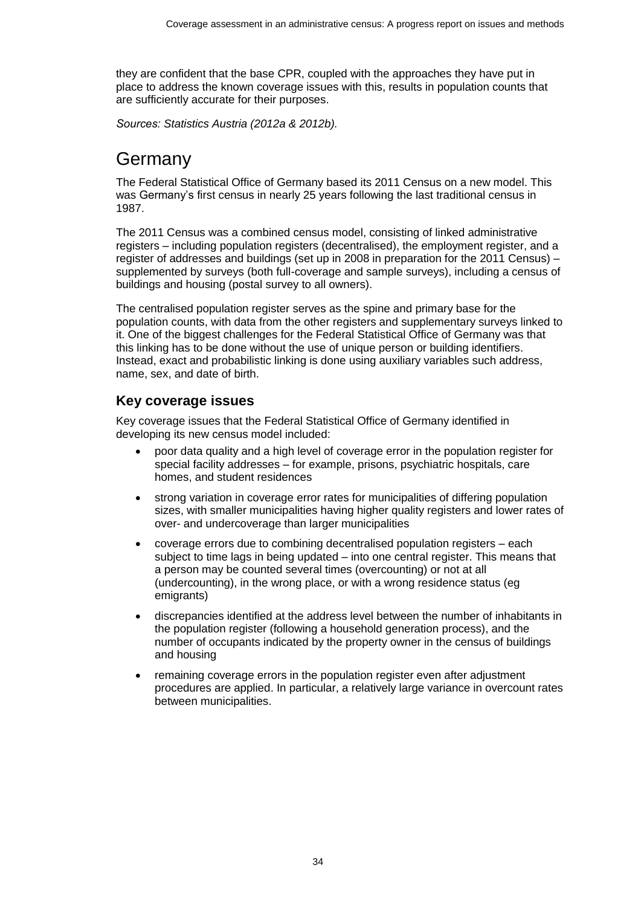they are confident that the base CPR, coupled with the approaches they have put in place to address the known coverage issues with this, results in population counts that are sufficiently accurate for their purposes.

*Sources: Statistics Austria (2012a & 2012b).*

# Germany

The Federal Statistical Office of Germany based its 2011 Census on a new model. This was Germany's first census in nearly 25 years following the last traditional census in 1987.

The 2011 Census was a combined census model, consisting of linked administrative registers – including population registers (decentralised), the employment register, and a register of addresses and buildings (set up in 2008 in preparation for the 2011 Census) – supplemented by surveys (both full-coverage and sample surveys), including a census of buildings and housing (postal survey to all owners).

The centralised population register serves as the spine and primary base for the population counts, with data from the other registers and supplementary surveys linked to it. One of the biggest challenges for the Federal Statistical Office of Germany was that this linking has to be done without the use of unique person or building identifiers. Instead, exact and probabilistic linking is done using auxiliary variables such address, name, sex, and date of birth.

## Key coverage issues

Key coverage issues that the Federal Statistical Office of Germany identified in developing its new census model included:

- poor data quality and a high level of coverage error in the population register for special facility addresses – for example, prisons, psychiatric hospitals, care homes, and student residences
- strong variation in coverage error rates for municipalities of differing population sizes, with smaller municipalities having higher quality registers and lower rates of over- and undercoverage than larger municipalities
- coverage errors due to combining decentralised population registers – each subject to time lags in being updated – into one central register. This means that a person may be counted several times (overcounting) or not at all (undercounting), in the wrong place, or with a wrong residence status (eg emigrants)
- discrepancies identified at the address level between the number of inhabitants in the population register (following a household generation process), and the number of occupants indicated by the property owner in the census of buildings and housing
- remaining coverage errors in the population register even after adjustment procedures are applied. In particular, a relatively large variance in overcount rates between municipalities.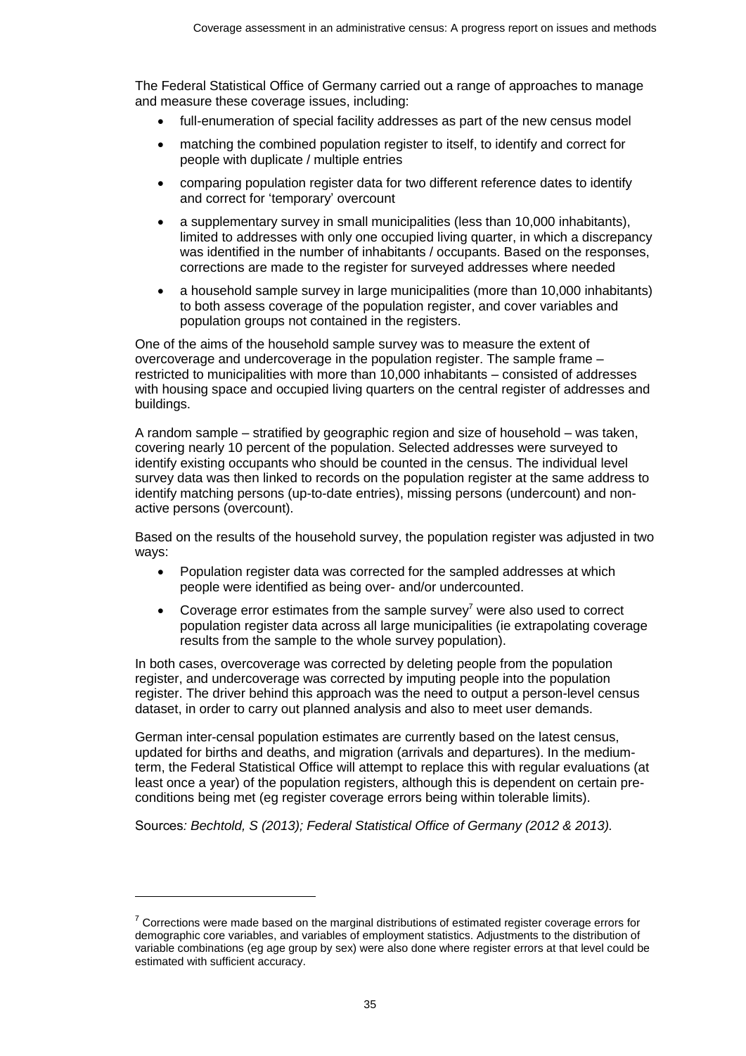The Federal Statistical Office of Germany carried out a range of approaches to manage and measure these coverage issues, including:

- full-enumeration of special facility addresses as part of the new census model
- matching the combined population register to itself, to identify and correct for people with duplicate / multiple entries
- comparing population register data for two different reference dates to identify and correct for 'temporary' overcount
- a supplementary survey in small municipalities (less than 10,000 inhabitants), limited to addresses with only one occupied living quarter, in which a discrepancy was identified in the number of inhabitants / occupants. Based on the responses, corrections are made to the register for surveyed addresses where needed
- a household sample survey in large municipalities (more than 10,000 inhabitants) to both assess coverage of the population register, and cover variables and population groups not contained in the registers.

One of the aims of the household sample survey was to measure the extent of overcoverage and undercoverage in the population register. The sample frame – restricted to municipalities with more than 10,000 inhabitants – consisted of addresses with housing space and occupied living quarters on the central register of addresses and buildings.

A random sample – stratified by geographic region and size of household – was taken, covering nearly 10 percent of the population. Selected addresses were surveyed to identify existing occupants who should be counted in the census. The individual level survey data was then linked to records on the population register at the same address to identify matching persons (up-to-date entries), missing persons (undercount) and non-active persons (overcount).

Based on the results of the household survey, the population register was adjusted in two ways:

- Population register data was corrected for the sampled addresses at which people were identified as being over- and/or undercounted.
- Coverage error estimates from the sample survey[7] were also used to correct population register data across all large municipalities (ie extrapolating coverage results from the sample to the whole survey population).

In both cases, overcoverage was corrected by deleting people from the population register, and undercoverage was corrected by imputing people into the population register. The driver behind this approach was the need to output a person-level census dataset, in order to carry out planned analysis and also to meet user demands.

German inter-censal population estimates are currently based on the latest census, updated for births and deaths, and migration (arrivals and departures). In the medium-term, the Federal Statistical Office will attempt to replace this with regular evaluations (at least once a year) of the population registers, although this is dependent on certain pre-conditions being met (eg register coverage errors being within tolerable limits).

Sources*: Bechtold, S (2013); Federal Statistical Office of Germany (2012 & 2013).*

---

[7] Corrections were made based on the marginal distributions of estimated register coverage errors for demographic core variables, and variables of employment statistics. Adjustments to the distribution of variable combinations (eg age group by sex) were also done where register errors at that level could be estimated with sufficient accuracy.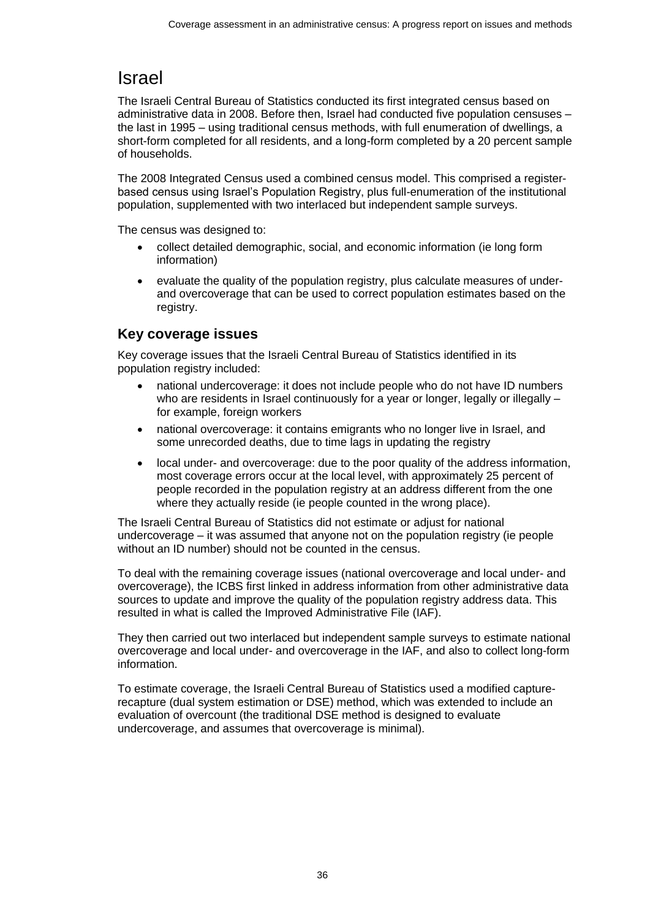# Israel

The Israeli Central Bureau of Statistics conducted its first integrated census based on administrative data in 2008. Before then, Israel had conducted five population censuses – the last in 1995 – using traditional census methods, with full enumeration of dwellings, a short-form completed for all residents, and a long-form completed by a 20 percent sample of households.

The 2008 Integrated Census used a combined census model. This comprised a register-based census using Israel's Population Registry, plus full-enumeration of the institutional population, supplemented with two interlaced but independent sample surveys.

The census was designed to:

- collect detailed demographic, social, and economic information (ie long form information)
- evaluate the quality of the population registry, plus calculate measures of under- and overcoverage that can be used to correct population estimates based on the registry.

## Key coverage issues

Key coverage issues that the Israeli Central Bureau of Statistics identified in its population registry included:

- national undercoverage: it does not include people who do not have ID numbers who are residents in Israel continuously for a year or longer, legally or illegally – for example, foreign workers
- national overcoverage: it contains emigrants who no longer live in Israel, and some unrecorded deaths, due to time lags in updating the registry
- local under- and overcoverage: due to the poor quality of the address information, most coverage errors occur at the local level, with approximately 25 percent of people recorded in the population registry at an address different from the one where they actually reside (ie people counted in the wrong place).

The Israeli Central Bureau of Statistics did not estimate or adjust for national undercoverage – it was assumed that anyone not on the population registry (ie people without an ID number) should not be counted in the census.

To deal with the remaining coverage issues (national overcoverage and local under- and overcoverage), the ICBS first linked in address information from other administrative data sources to update and improve the quality of the population registry address data. This resulted in what is called the Improved Administrative File (IAF).

They then carried out two interlaced but independent sample surveys to estimate national overcoverage and local under- and overcoverage in the IAF, and also to collect long-form information.

To estimate coverage, the Israeli Central Bureau of Statistics used a modified capture-recapture (dual system estimation or DSE) method, which was extended to include an evaluation of overcount (the traditional DSE method is designed to evaluate undercoverage, and assumes that overcoverage is minimal).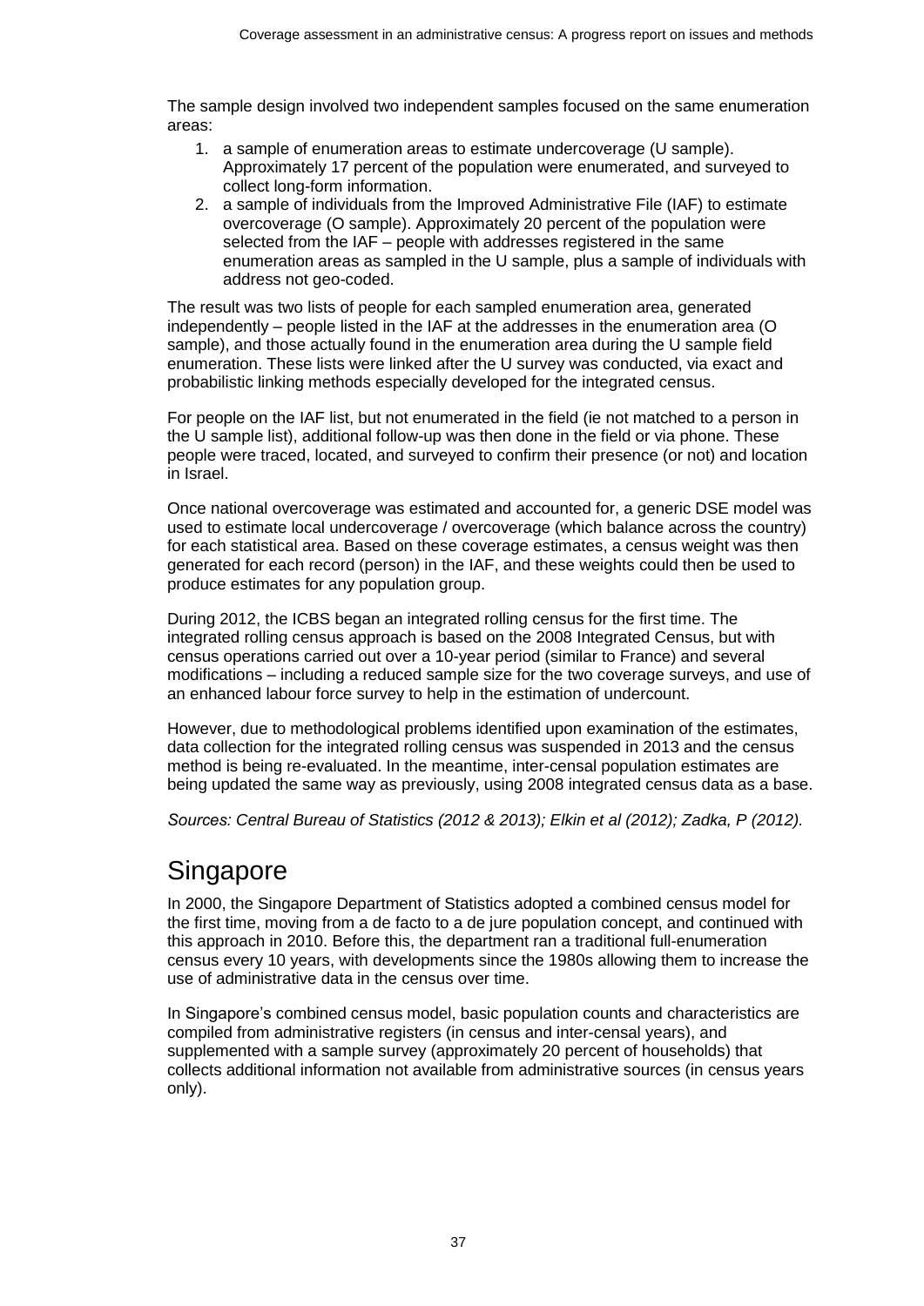The sample design involved two independent samples focused on the same enumeration areas:

1. a sample of enumeration areas to estimate undercoverage (U sample). Approximately 17 percent of the population were enumerated, and surveyed to collect long-form information.
2. a sample of individuals from the Improved Administrative File (IAF) to estimate overcoverage (O sample). Approximately 20 percent of the population were selected from the IAF – people with addresses registered in the same enumeration areas as sampled in the U sample, plus a sample of individuals with address not geo-coded.

The result was two lists of people for each sampled enumeration area, generated independently – people listed in the IAF at the addresses in the enumeration area (O sample), and those actually found in the enumeration area during the U sample field enumeration. These lists were linked after the U survey was conducted, via exact and probabilistic linking methods especially developed for the integrated census.

For people on the IAF list, but not enumerated in the field (ie not matched to a person in the U sample list), additional follow-up was then done in the field or via phone. These people were traced, located, and surveyed to confirm their presence (or not) and location in Israel.

Once national overcoverage was estimated and accounted for, a generic DSE model was used to estimate local undercoverage / overcoverage (which balance across the country) for each statistical area. Based on these coverage estimates, a census weight was then generated for each record (person) in the IAF, and these weights could then be used to produce estimates for any population group.

During 2012, the ICBS began an integrated rolling census for the first time. The integrated rolling census approach is based on the 2008 Integrated Census, but with census operations carried out over a 10-year period (similar to France) and several modifications – including a reduced sample size for the two coverage surveys, and use of an enhanced labour force survey to help in the estimation of undercount.

However, due to methodological problems identified upon examination of the estimates, data collection for the integrated rolling census was suspended in 2013 and the census method is being re-evaluated. In the meantime, inter-censal population estimates are being updated the same way as previously, using 2008 integrated census data as a base.

*Sources: Central Bureau of Statistics (2012 & 2013); Elkin et al (2012); Zadka, P (2012).*

# Singapore

In 2000, the Singapore Department of Statistics adopted a combined census model for the first time, moving from a de facto to a de jure population concept, and continued with this approach in 2010. Before this, the department ran a traditional full-enumeration census every 10 years, with developments since the 1980s allowing them to increase the use of administrative data in the census over time.

In Singapore's combined census model, basic population counts and characteristics are compiled from administrative registers (in census and inter-censal years), and supplemented with a sample survey (approximately 20 percent of households) that collects additional information not available from administrative sources (in census years only).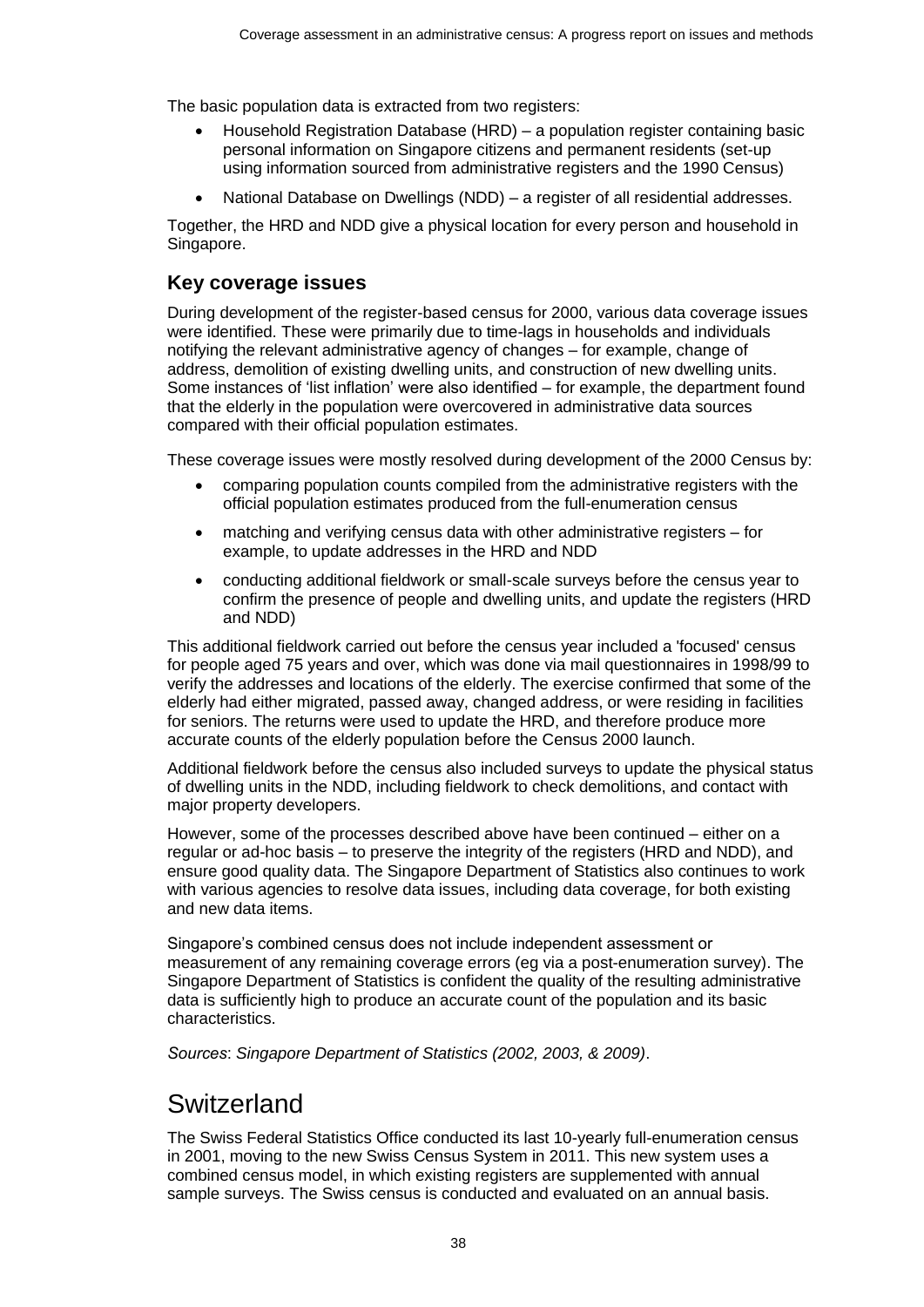The basic population data is extracted from two registers:

- Household Registration Database (HRD) – a population register containing basic personal information on Singapore citizens and permanent residents (set-up using information sourced from administrative registers and the 1990 Census)
- National Database on Dwellings (NDD) – a register of all residential addresses.

Together, the HRD and NDD give a physical location for every person and household in Singapore.

### Key coverage issues

During development of the register-based census for 2000, various data coverage issues were identified. These were primarily due to time-lags in households and individuals notifying the relevant administrative agency of changes – for example, change of address, demolition of existing dwelling units, and construction of new dwelling units. Some instances of 'list inflation' were also identified – for example, the department found that the elderly in the population were overcovered in administrative data sources compared with their official population estimates.

These coverage issues were mostly resolved during development of the 2000 Census by:

- comparing population counts compiled from the administrative registers with the official population estimates produced from the full-enumeration census
- matching and verifying census data with other administrative registers – for example, to update addresses in the HRD and NDD
- conducting additional fieldwork or small-scale surveys before the census year to confirm the presence of people and dwelling units, and update the registers (HRD and NDD)

This additional fieldwork carried out before the census year included a 'focused' census for people aged 75 years and over, which was done via mail questionnaires in 1998/99 to verify the addresses and locations of the elderly. The exercise confirmed that some of the elderly had either migrated, passed away, changed address, or were residing in facilities for seniors. The returns were used to update the HRD, and therefore produce more accurate counts of the elderly population before the Census 2000 launch.

Additional fieldwork before the census also included surveys to update the physical status of dwelling units in the NDD, including fieldwork to check demolitions, and contact with major property developers.

However, some of the processes described above have been continued – either on a regular or ad-hoc basis – to preserve the integrity of the registers (HRD and NDD), and ensure good quality data. The Singapore Department of Statistics also continues to work with various agencies to resolve data issues, including data coverage, for both existing and new data items.

Singapore's combined census does not include independent assessment or measurement of any remaining coverage errors (eg via a post-enumeration survey). The Singapore Department of Statistics is confident the quality of the resulting administrative data is sufficiently high to produce an accurate count of the population and its basic characteristics.

*Sources*: *Singapore Department of Statistics (2002, 2003, & 2009)*.

## Switzerland

The Swiss Federal Statistics Office conducted its last 10-yearly full-enumeration census in 2001, moving to the new Swiss Census System in 2011. This new system uses a combined census model, in which existing registers are supplemented with annual sample surveys. The Swiss census is conducted and evaluated on an annual basis.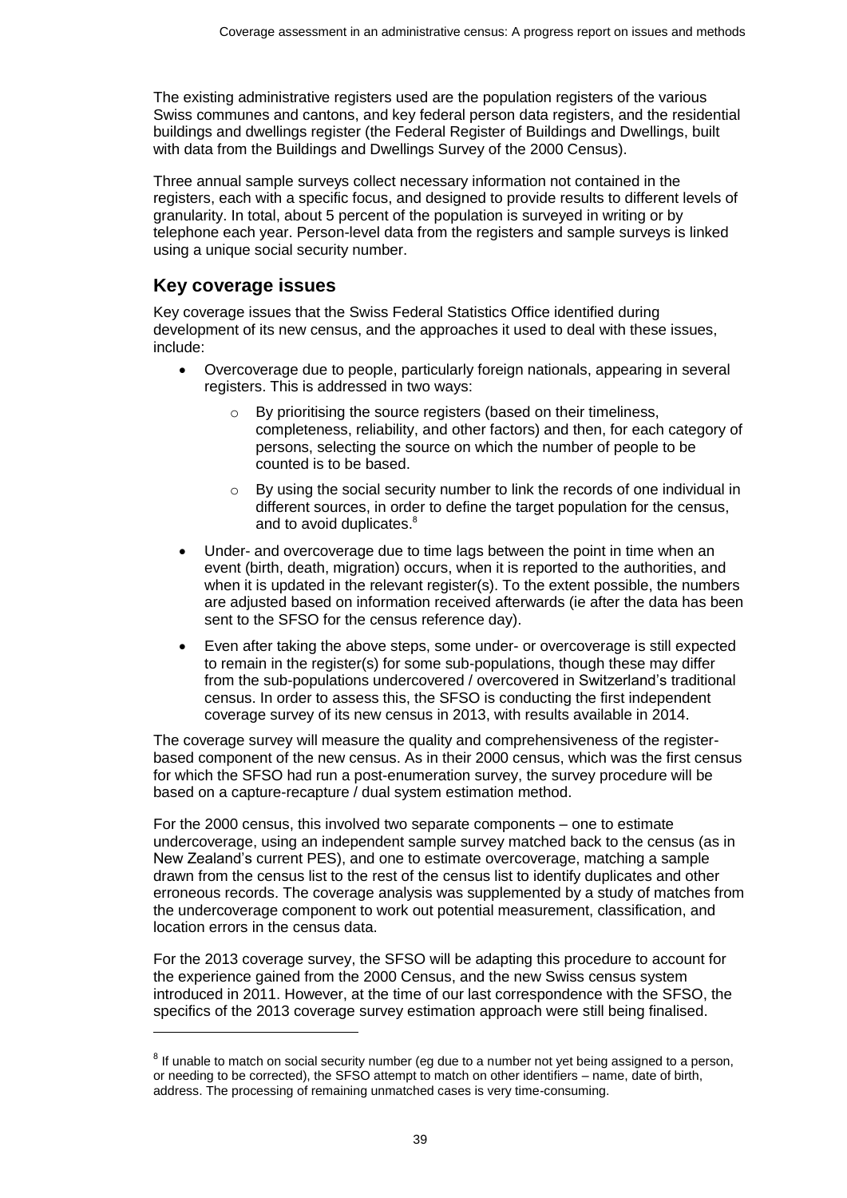The existing administrative registers used are the population registers of the various Swiss communes and cantons, and key federal person data registers, and the residential buildings and dwellings register (the Federal Register of Buildings and Dwellings, built with data from the Buildings and Dwellings Survey of the 2000 Census).

Three annual sample surveys collect necessary information not contained in the registers, each with a specific focus, and designed to provide results to different levels of granularity. In total, about 5 percent of the population is surveyed in writing or by telephone each year. Person-level data from the registers and sample surveys is linked using a unique social security number.

## Key coverage issues

Key coverage issues that the Swiss Federal Statistics Office identified during development of its new census, and the approaches it used to deal with these issues, include:

- Overcoverage due to people, particularly foreign nationals, appearing in several registers. This is addressed in two ways:
  - By prioritising the source registers (based on their timeliness, completeness, reliability, and other factors) and then, for each category of persons, selecting the source on which the number of people to be counted is to be based.
  - By using the social security number to link the records of one individual in different sources, in order to define the target population for the census, and to avoid duplicates.[8]
- Under- and overcoverage due to time lags between the point in time when an event (birth, death, migration) occurs, when it is reported to the authorities, and when it is updated in the relevant register(s). To the extent possible, the numbers are adjusted based on information received afterwards (ie after the data has been sent to the SFSO for the census reference day).
- Even after taking the above steps, some under- or overcoverage is still expected to remain in the register(s) for some sub-populations, though these may differ from the sub-populations undercovered / overcovered in Switzerland's traditional census. In order to assess this, the SFSO is conducting the first independent coverage survey of its new census in 2013, with results available in 2014.

The coverage survey will measure the quality and comprehensiveness of the register-based component of the new census. As in their 2000 census, which was the first census for which the SFSO had run a post-enumeration survey, the survey procedure will be based on a capture-recapture / dual system estimation method.

For the 2000 census, this involved two separate components – one to estimate undercoverage, using an independent sample survey matched back to the census (as in New Zealand's current PES), and one to estimate overcoverage, matching a sample drawn from the census list to the rest of the census list to identify duplicates and other erroneous records. The coverage analysis was supplemented by a study of matches from the undercoverage component to work out potential measurement, classification, and location errors in the census data.

For the 2013 coverage survey, the SFSO will be adapting this procedure to account for the experience gained from the 2000 Census, and the new Swiss census system introduced in 2011. However, at the time of our last correspondence with the SFSO, the specifics of the 2013 coverage survey estimation approach were still being finalised.

[8] If unable to match on social security number (eg due to a number not yet being assigned to a person, or needing to be corrected), the SFSO attempt to match on other identifiers – name, date of birth, address. The processing of remaining unmatched cases is very time-consuming.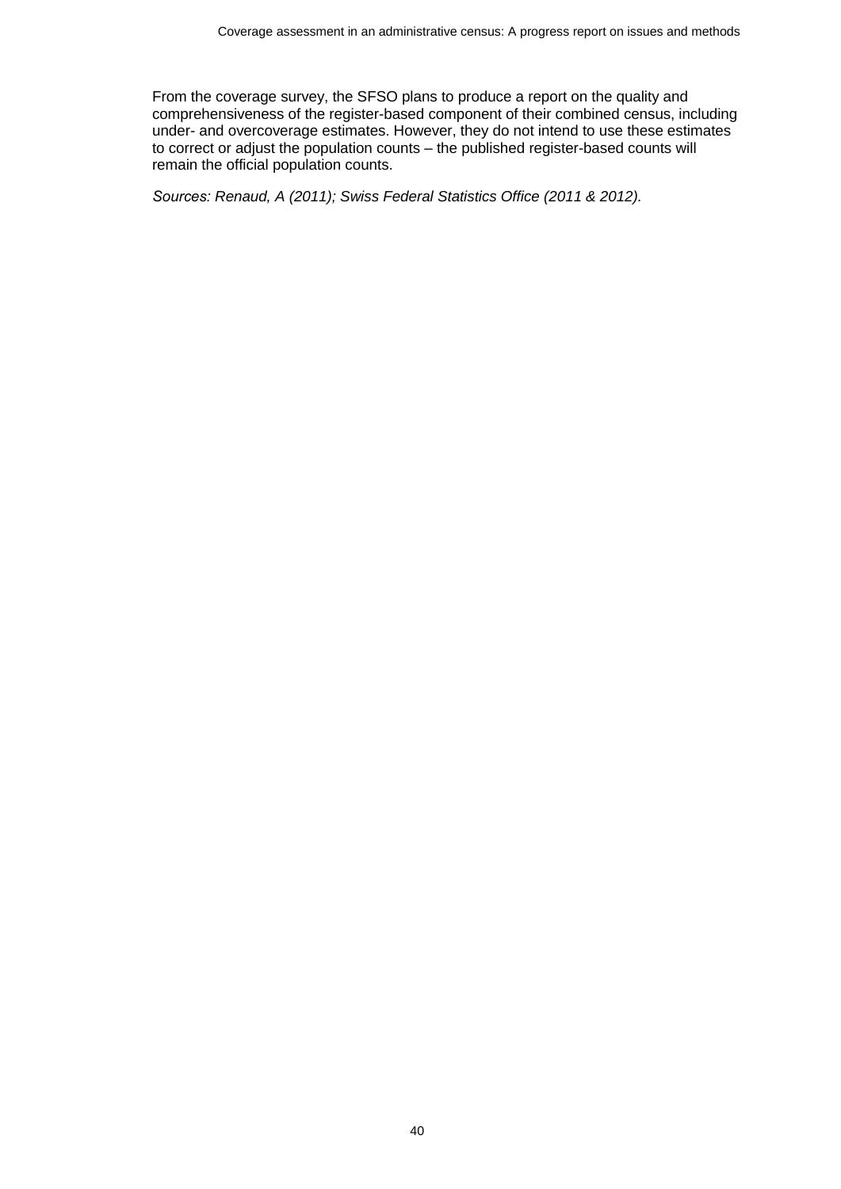From the coverage survey, the SFSO plans to produce a report on the quality and comprehensiveness of the register-based component of their combined census, including under- and overcoverage estimates. However, they do not intend to use these estimates to correct or adjust the population counts – the published register-based counts will remain the official population counts.

*Sources: Renaud, A (2011); Swiss Federal Statistics Office (2011 & 2012).*